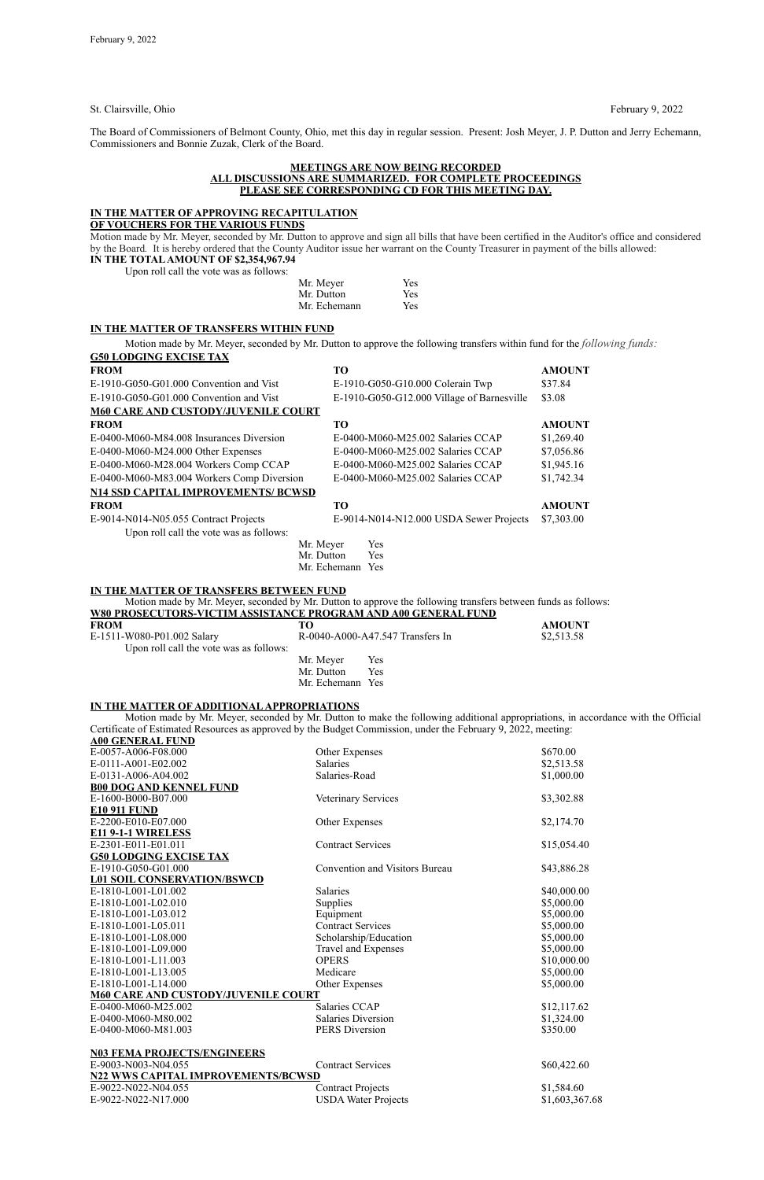St. Clairsville, Ohio February 9, 2022

The Board of Commissioners of Belmont County, Ohio, met this day in regular session. Present: Josh Meyer, J. P. Dutton and Jerry Echemann, Commissioners and Bonnie Zuzak, Clerk of the Board.

**MEETINGS ARE NOW BEING RECORDED**
**ALL DISCUSSIONS ARE SUMMARIZED. FOR COMPLETE PROCEEDINGS**
**PLEASE SEE CORRESPONDING CD FOR THIS MEETING DAY.**

**IN THE MATTER OF APPROVING RECAPITULATION**
**OF VOUCHERS FOR THE VARIOUS FUNDS**

Motion made by Mr. Meyer, seconded by Mr. Dutton to approve and sign all bills that have been certified in the Auditor's office and considered by the Board. It is hereby ordered that the County Auditor issue her warrant on the County Treasurer in payment of the bills allowed:

**IN THE TOTAL AMOUNT OF $2,354,967.94**

Upon roll call the vote was as follows:

Mr. Meyer Yes
Mr. Dutton Yes
Mr. Echemann Yes

**IN THE MATTER OF TRANSFERS WITHIN FUND**

Motion made by Mr. Meyer, seconded by Mr. Dutton to approve the following transfers within fund for the *following funds:*

**G50 LODGING EXCISE TAX**

| FROM | TO | AMOUNT |
|---|---|---|
| E-1910-G050-G01.000 Convention and Vist | E-1910-G050-G10.000 Colerain Twp | $37.84 |
| E-1910-G050-G01.000 Convention and Vist | E-1910-G050-G12.000 Village of Barnesville | $3.08 |

**M60 CARE AND CUSTODY/JUVENILE COURT**

| FROM | TO | AMOUNT |
|---|---|---|
| E-0400-M060-M84.008 Insurances Diversion | E-0400-M060-M25.002 Salaries CCAP | $1,269.40 |
| E-0400-M060-M24.000 Other Expenses | E-0400-M060-M25.002 Salaries CCAP | $7,056.86 |
| E-0400-M060-M28.004 Workers Comp CCAP | E-0400-M060-M25.002 Salaries CCAP | $1,945.16 |
| E-0400-M060-M83.004 Workers Comp Diversion | E-0400-M060-M25.002 Salaries CCAP | $1,742.34 |

**N14 SSD CAPITAL IMPROVEMENTS/ BCWSD**

| FROM | TO | AMOUNT |
|---|---|---|
| E-9014-N014-N05.055 Contract Projects | E-9014-N014-N12.000 USDA Sewer Projects | $7,303.00 |

Upon roll call the vote was as follows:

Mr. Meyer Yes
Mr. Dutton Yes
Mr. Echemann Yes

**IN THE MATTER OF TRANSFERS BETWEEN FUND**

Motion made by Mr. Meyer, seconded by Mr. Dutton to approve the following transfers between funds as follows:

**W80 PROSECUTORS-VICTIM ASSISTANCE PROGRAM AND A00 GENERAL FUND**

| FROM | TO | AMOUNT |
|---|---|---|
| E-1511-W080-P01.002 Salary | R-0040-A000-A47.547 Transfers In | $2,513.58 |

Upon roll call the vote was as follows:

Mr. Meyer Yes
Mr. Dutton Yes
Mr. Echemann Yes

**IN THE MATTER OF ADDITIONAL APPROPRIATIONS**

Motion made by Mr. Meyer, seconded by Mr. Dutton to make the following additional appropriations, in accordance with the Official Certificate of Estimated Resources as approved by the Budget Commission, under the February 9, 2022, meeting:

| | | |
|---|---|---|
| **A00 GENERAL FUND** | | |
| E-0057-A006-F08.000 | Other Expenses | $670.00 |
| E-0111-A001-E02.002 | Salaries | $2,513.58 |
| E-0131-A006-A04.002 | Salaries-Road | $1,000.00 |
| **B00 DOG AND KENNEL FUND** | | |
| E-1600-B000-B07.000 | Veterinary Services | $3,302.88 |
| **E10 911 FUND** | | |
| E-2200-E010-E07.000 | Other Expenses | $2,174.70 |
| **E11 9-1-1 WIRELESS** | | |
| E-2301-E011-E01.011 | Contract Services | $15,054.40 |
| **G50 LODGING EXCISE TAX** | | |
| E-1910-G050-G01.000 | Convention and Visitors Bureau | $43,886.28 |
| **L01 SOIL CONSERVATION/BSWCD** | | |
| E-1810-L001-L01.002 | Salaries | $40,000.00 |
| E-1810-L001-L02.010 | Supplies | $5,000.00 |
| E-1810-L001-L03.012 | Equipment | $5,000.00 |
| E-1810-L001-L05.011 | Contract Services | $5,000.00 |
| E-1810-L001-L08.000 | Scholarship/Education | $5,000.00 |
| E-1810-L001-L09.000 | Travel and Expenses | $5,000.00 |
| E-1810-L001-L11.003 | OPERS | $10,000.00 |
| E-1810-L001-L13.005 | Medicare | $5,000.00 |
| E-1810-L001-L14.000 | Other Expenses | $5,000.00 |
| **M60 CARE AND CUSTODY/JUVENILE COURT** | | |
| E-0400-M060-M25.002 | Salaries CCAP | $12,117.62 |
| E-0400-M060-M80.002 | Salaries Diversion | $1,324.00 |
| E-0400-M060-M81.003 | PERS Diversion | $350.00 |
| **N03 FEMA PROJECTS/ENGINEERS** | | |
| E-9003-N003-N04.055 | Contract Services | $60,422.60 |
| **N22 WWS CAPITAL IMPROVEMENTS/BCWSD** | | |
| E-9022-N022-N04.055 | Contract Projects | $1,584.60 |
| E-9022-N022-N17.000 | USDA Water Projects | $1,603,367.68 |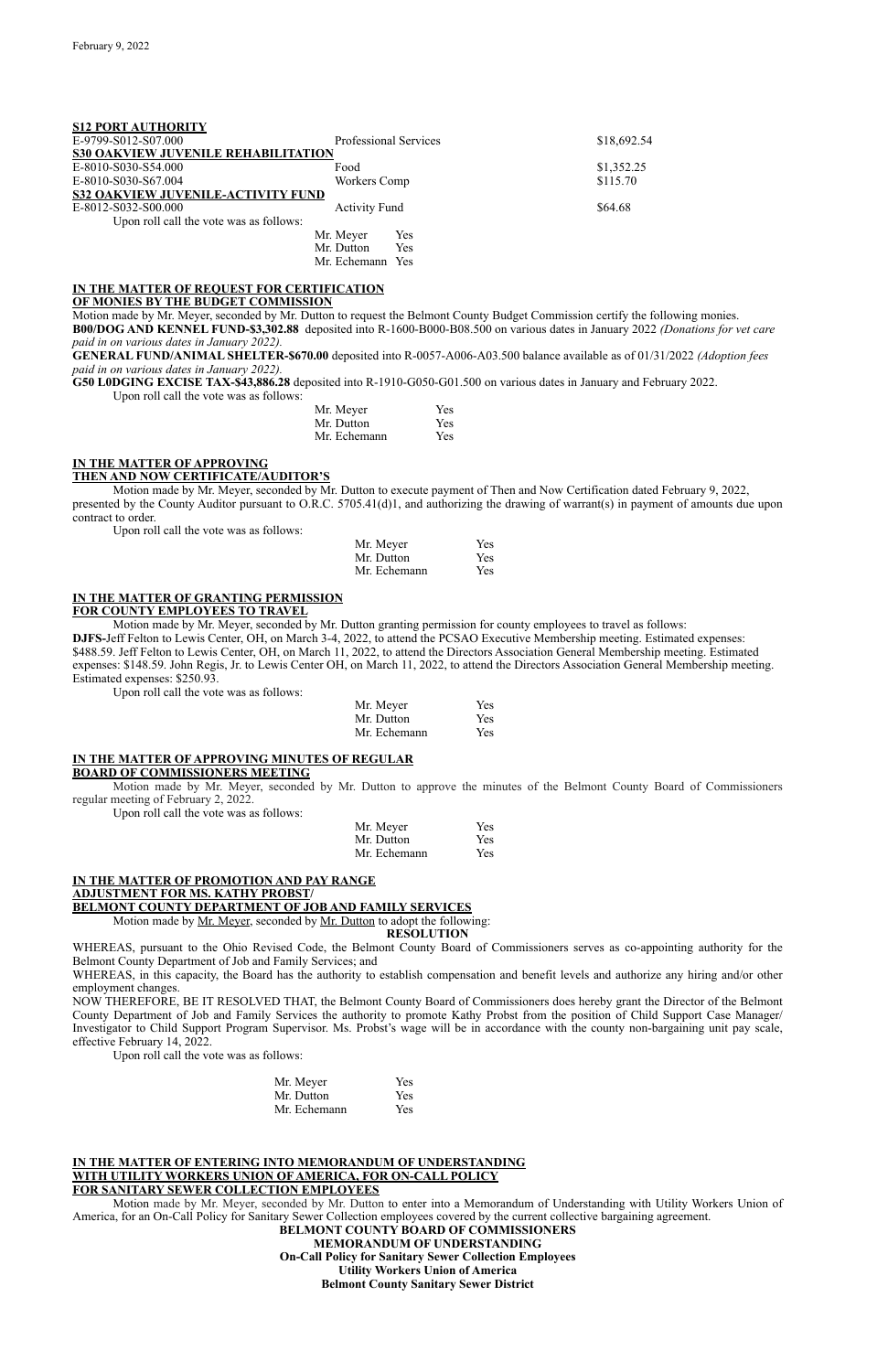February 9, 2022

**S12 PORT AUTHORITY**

| | | |
|---|---|---|
| E-9799-S012-S07.000 | Professional Services | $18,692.54 |
| **S30 OAKVIEW JUVENILE REHABILITATION** | | |
| E-8010-S030-S54.000 | Food | $1,352.25 |
| E-8010-S030-S67.004 | Workers Comp | $115.70 |
| **S32 OAKVIEW JUVENILE-ACTIVITY FUND** | | |
| E-8012-S032-S00.000 | Activity Fund | $64.68 |

Upon roll call the vote was as follows:

Mr. Meyer Yes
Mr. Dutton Yes
Mr. Echemann Yes

**IN THE MATTER OF REQUEST FOR CERTIFICATION OF MONIES BY THE BUDGET COMMISSION**

Motion made by Mr. Meyer, seconded by Mr. Dutton to request the Belmont County Budget Commission certify the following monies.

**B00/DOG AND KENNEL FUND-$3,302.88** deposited into R-1600-B000-B08.500 on various dates in January 2022 *(Donations for vet care paid in on various dates in January 2022).*

**GENERAL FUND/ANIMAL SHELTER-$670.00** deposited into R-0057-A006-A03.500 balance available as of 01/31/2022 *(Adoption fees paid in on various dates in January 2022).*

**G50 L0DGING EXCISE TAX-$43,886.28** deposited into R-1910-G050-G01.500 on various dates in January and February 2022.

Upon roll call the vote was as follows:

Mr. Meyer Yes
Mr. Dutton Yes
Mr. Echemann Yes

**IN THE MATTER OF APPROVING THEN AND NOW CERTIFICATE/AUDITOR'S**

Motion made by Mr. Meyer, seconded by Mr. Dutton to execute payment of Then and Now Certification dated February 9, 2022, presented by the County Auditor pursuant to O.R.C. 5705.41(d)1, and authorizing the drawing of warrant(s) in payment of amounts due upon contract to order.

Upon roll call the vote was as follows:

Mr. Meyer Yes
Mr. Dutton Yes
Mr. Echemann Yes

**IN THE MATTER OF GRANTING PERMISSION FOR COUNTY EMPLOYEES TO TRAVEL**

Motion made by Mr. Meyer, seconded by Mr. Dutton granting permission for county employees to travel as follows:

**DJFS-**Jeff Felton to Lewis Center, OH, on March 3-4, 2022, to attend the PCSAO Executive Membership meeting. Estimated expenses: $488.59. Jeff Felton to Lewis Center, OH, on March 11, 2022, to attend the Directors Association General Membership meeting. Estimated expenses: $148.59. John Regis, Jr. to Lewis Center OH, on March 11, 2022, to attend the Directors Association General Membership meeting. Estimated expenses: $250.93.

Upon roll call the vote was as follows:

Mr. Meyer Yes
Mr. Dutton Yes
Mr. Echemann Yes

**IN THE MATTER OF APPROVING MINUTES OF REGULAR BOARD OF COMMISSIONERS MEETING**

Motion made by Mr. Meyer, seconded by Mr. Dutton to approve the minutes of the Belmont County Board of Commissioners regular meeting of February 2, 2022.

Upon roll call the vote was as follows:

Mr. Meyer Yes
Mr. Dutton Yes
Mr. Echemann Yes

**IN THE MATTER OF PROMOTION AND PAY RANGE ADJUSTMENT FOR MS. KATHY PROBST/ BELMONT COUNTY DEPARTMENT OF JOB AND FAMILY SERVICES**

Motion made by Mr. Meyer, seconded by Mr. Dutton to adopt the following:

**RESOLUTION**

WHEREAS, pursuant to the Ohio Revised Code, the Belmont County Board of Commissioners serves as co-appointing authority for the Belmont County Department of Job and Family Services; and

WHEREAS, in this capacity, the Board has the authority to establish compensation and benefit levels and authorize any hiring and/or other employment changes.

NOW THEREFORE, BE IT RESOLVED THAT, the Belmont County Board of Commissioners does hereby grant the Director of the Belmont County Department of Job and Family Services the authority to promote Kathy Probst from the position of Child Support Case Manager/ Investigator to Child Support Program Supervisor. Ms. Probst's wage will be in accordance with the county non-bargaining unit pay scale, effective February 14, 2022.

Upon roll call the vote was as follows:

Mr. Meyer Yes
Mr. Dutton Yes
Mr. Echemann Yes

**IN THE MATTER OF ENTERING INTO MEMORANDUM OF UNDERSTANDING WITH UTILITY WORKERS UNION OF AMERICA, FOR ON-CALL POLICY FOR SANITARY SEWER COLLECTION EMPLOYEES**

Motion made by Mr. Meyer, seconded by Mr. Dutton to enter into a Memorandum of Understanding with Utility Workers Union of America, for an On-Call Policy for Sanitary Sewer Collection employees covered by the current collective bargaining agreement.

**BELMONT COUNTY BOARD OF COMMISSIONERS**
**MEMORANDUM OF UNDERSTANDING**
**On-Call Policy for Sanitary Sewer Collection Employees**
**Utility Workers Union of America**
**Belmont County Sanitary Sewer District**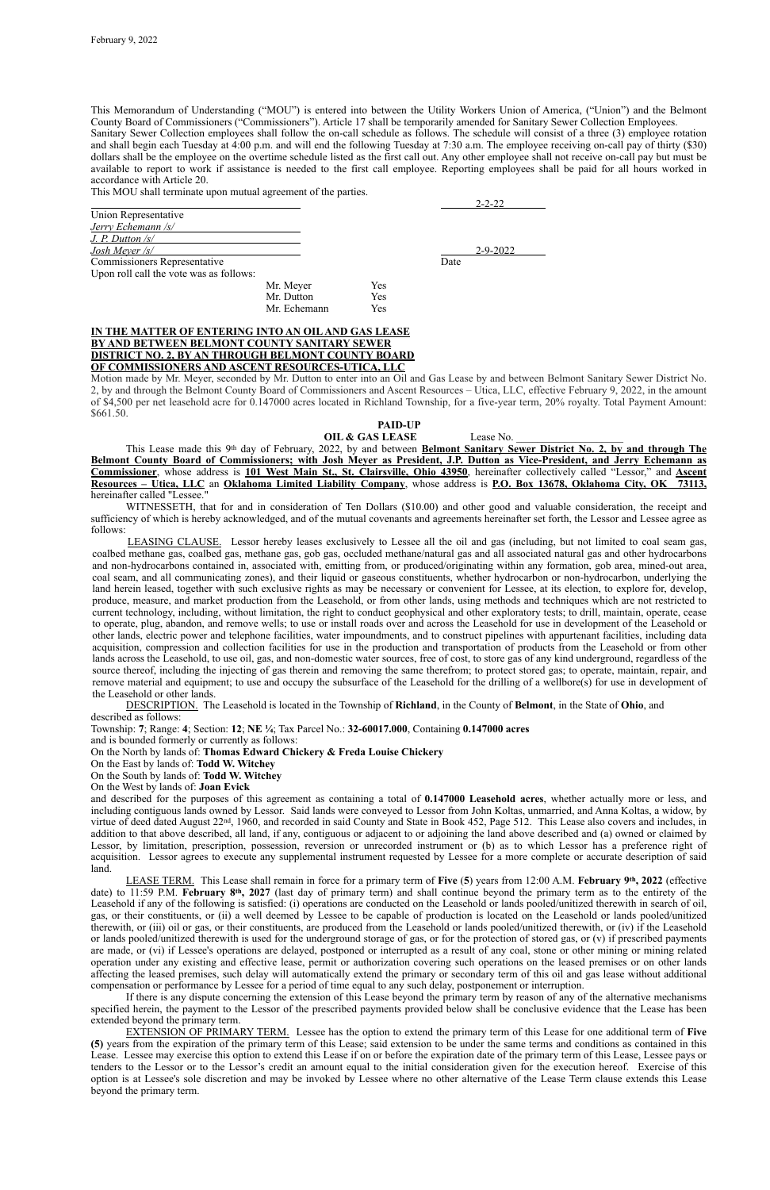February 9, 2022

This Memorandum of Understanding ("MOU") is entered into between the Utility Workers Union of America, ("Union") and the Belmont County Board of Commissioners ("Commissioners"). Article 17 shall be temporarily amended for Sanitary Sewer Collection Employees.

Sanitary Sewer Collection employees shall follow the on-call schedule as follows. The schedule will consist of a three (3) employee rotation and shall begin each Tuesday at 4:00 p.m. and will end the following Tuesday at 7:30 a.m. The employee receiving on-call pay of thirty ($30) dollars shall be the employee on the overtime schedule listed as the first call out. Any other employee shall not receive on-call pay but must be available to report to work if assistance is needed to the first call employee. Reporting employees shall be paid for all hours worked in accordance with Article 20.

This MOU shall terminate upon mutual agreement of the parties.

_______________________ 2-2-22

Union Representative

*Jerry Echemann /s/*

*J. P. Dutton /s/*

*Josh Meyer /s/* 2-9-2022

Commissioners Representative Date

Upon roll call the vote was as follows:

| | |
|---|---|
| Mr. Meyer | Yes |
| Mr. Dutton | Yes |
| Mr. Echemann | Yes |

**IN THE MATTER OF ENTERING INTO AN OIL AND GAS LEASE BY AND BETWEEN BELMONT COUNTY SANITARY SEWER DISTRICT NO. 2, BY AN THROUGH BELMONT COUNTY BOARD OF COMMISSIONERS AND ASCENT RESOURCES-UTICA, LLC**

Motion made by Mr. Meyer, seconded by Mr. Dutton to enter into an Oil and Gas Lease by and between Belmont Sanitary Sewer District No. 2, by and through the Belmont County Board of Commissioners and Ascent Resources – Utica, LLC, effective February 9, 2022, in the amount of $4,500 per net leasehold acre for 0.147000 acres located in Richland Township, for a five-year term, 20% royalty. Total Payment Amount: $661.50.

**PAID-UP**

**OIL & GAS LEASE** Lease No. ____________________

This Lease made this 9th day of February, 2022, by and between **Belmont Sanitary Sewer District No. 2, by and through The Belmont County Board of Commissioners; with Josh Meyer as President, J.P. Dutton as Vice-President, and Jerry Echemann as Commissioner**, whose address is **101 West Main St., St. Clairsville, Ohio 43950**, hereinafter collectively called "Lessor," and **Ascent Resources – Utica, LLC** an **Oklahoma Limited Liability Company**, whose address is **P.O. Box 13678, Oklahoma City, OK 73113,** hereinafter called "Lessee."

WITNESSETH, that for and in consideration of Ten Dollars ($10.00) and other good and valuable consideration, the receipt and sufficiency of which is hereby acknowledged, and of the mutual covenants and agreements hereinafter set forth, the Lessor and Lessee agree as follows:

LEASING CLAUSE. Lessor hereby leases exclusively to Lessee all the oil and gas (including, but not limited to coal seam gas, coalbed methane gas, coalbed gas, methane gas, gob gas, occluded methane/natural gas and all associated natural gas and other hydrocarbons and non-hydrocarbons contained in, associated with, emitting from, or produced/originating within any formation, gob area, mined-out area, coal seam, and all communicating zones), and their liquid or gaseous constituents, whether hydrocarbon or non-hydrocarbon, underlying the land herein leased, together with such exclusive rights as may be necessary or convenient for Lessee, at its election, to explore for, develop, produce, measure, and market production from the Leasehold, or from other lands, using methods and techniques which are not restricted to current technology, including, without limitation, the right to conduct geophysical and other exploratory tests; to drill, maintain, operate, cease to operate, plug, abandon, and remove wells; to use or install roads over and across the Leasehold for use in development of the Leasehold or other lands, electric power and telephone facilities, water impoundments, and to construct pipelines with appurtenant facilities, including data acquisition, compression and collection facilities for use in the production and transportation of products from the Leasehold or from other lands across the Leasehold, to use oil, gas, and non-domestic water sources, free of cost, to store gas of any kind underground, regardless of the source thereof, including the injecting of gas therein and removing the same therefrom; to protect stored gas; to operate, maintain, repair, and remove material and equipment; to use and occupy the subsurface of the Leasehold for the drilling of a wellbore(s) for use in development of the Leasehold or other lands.

DESCRIPTION. The Leasehold is located in the Township of **Richland**, in the County of **Belmont**, in the State of **Ohio**, and described as follows:

Township: **7**; Range: **4**; Section: **12**; **NE ¼**; Tax Parcel No.: **32-60017.000**, Containing **0.147000 acres**

and is bounded formerly or currently as follows:

On the North by lands of: **Thomas Edward Chickery & Freda Louise Chickery**

On the East by lands of: **Todd W. Witchey**

On the South by lands of: **Todd W. Witchey**

On the West by lands of: **Joan Evick**

and described for the purposes of this agreement as containing a total of **0.147000 Leasehold acres**, whether actually more or less, and including contiguous lands owned by Lessor. Said lands were conveyed to Lessor from John Koltas, unmarried, and Anna Koltas, a widow, by virtue of deed dated August 22nd, 1960, and recorded in said County and State in Book 452, Page 512. This Lease also covers and includes, in addition to that above described, all land, if any, contiguous or adjacent to or adjoining the land above described and (a) owned or claimed by Lessor, by limitation, prescription, possession, reversion or unrecorded instrument or (b) as to which Lessor has a preference right of acquisition. Lessor agrees to execute any supplemental instrument requested by Lessee for a more complete or accurate description of said land.

LEASE TERM. This Lease shall remain in force for a primary term of **Five** (**5**) years from 12:00 A.M. **February 9th, 2022** (effective date) to 11:59 P.M. **February 8th, 2027** (last day of primary term) and shall continue beyond the primary term as to the entirety of the Leasehold if any of the following is satisfied: (i) operations are conducted on the Leasehold or lands pooled/unitized therewith in search of oil, gas, or their constituents, or (ii) a well deemed by Lessee to be capable of production is located on the Leasehold or lands pooled/unitized therewith, or (iii) oil or gas, or their constituents, are produced from the Leasehold or lands pooled/unitized therewith, or (iv) if the Leasehold or lands pooled/unitized therewith is used for the underground storage of gas, or for the protection of stored gas, or (v) if prescribed payments are made, or (vi) if Lessee's operations are delayed, postponed or interrupted as a result of any coal, stone or other mining or mining related operation under any existing and effective lease, permit or authorization covering such operations on the leased premises or on other lands affecting the leased premises, such delay will automatically extend the primary or secondary term of this oil and gas lease without additional compensation or performance by Lessee for a period of time equal to any such delay, postponement or interruption.

If there is any dispute concerning the extension of this Lease beyond the primary term by reason of any of the alternative mechanisms specified herein, the payment to the Lessor of the prescribed payments provided below shall be conclusive evidence that the Lease has been extended beyond the primary term.

EXTENSION OF PRIMARY TERM. Lessee has the option to extend the primary term of this Lease for one additional term of **Five (5)** years from the expiration of the primary term of this Lease; said extension to be under the same terms and conditions as contained in this Lease. Lessee may exercise this option to extend this Lease if on or before the expiration date of the primary term of this Lease, Lessee pays or tenders to the Lessor or to the Lessor's credit an amount equal to the initial consideration given for the execution hereof. Exercise of this option is at Lessee's sole discretion and may be invoked by Lessee where no other alternative of the Lease Term clause extends this Lease beyond the primary term.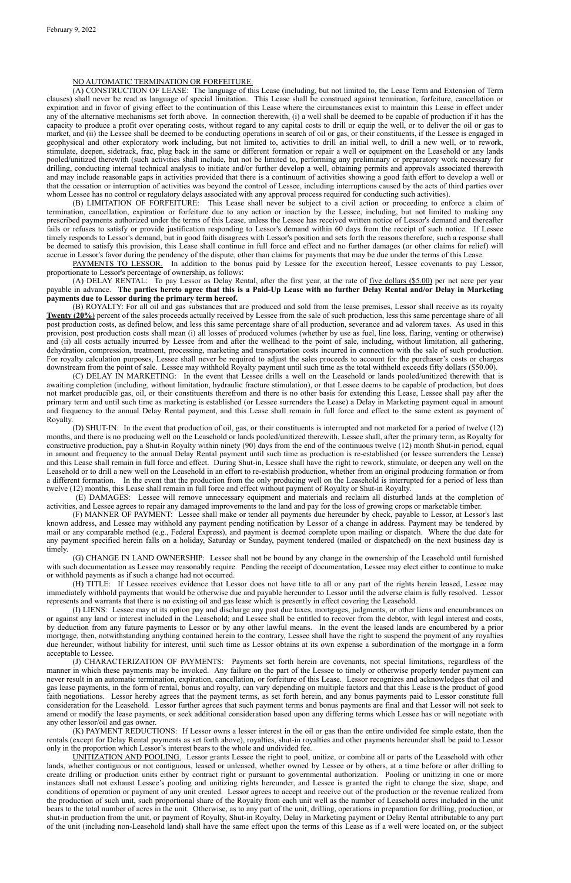February 9, 2022

<u>NO AUTOMATIC TERMINATION OR FORFEITURE.</u>

(A) CONSTRUCTION OF LEASE: The language of this Lease (including, but not limited to, the Lease Term and Extension of Term clauses) shall never be read as language of special limitation. This Lease shall be construed against termination, forfeiture, cancellation or expiration and in favor of giving effect to the continuation of this Lease where the circumstances exist to maintain this Lease in effect under any of the alternative mechanisms set forth above. In connection therewith, (i) a well shall be deemed to be capable of production if it has the capacity to produce a profit over operating costs, without regard to any capital costs to drill or equip the well, or to deliver the oil or gas to market, and (ii) the Lessee shall be deemed to be conducting operations in search of oil or gas, or their constituents, if the Lessee is engaged in geophysical and other exploratory work including, but not limited to, activities to drill an initial well, to drill a new well, or to rework, stimulate, deepen, sidetrack, frac, plug back in the same or different formation or repair a well or equipment on the Leasehold or any lands pooled/unitized therewith (such activities shall include, but not be limited to, performing any preliminary or preparatory work necessary for drilling, conducting internal technical analysis to initiate and/or further develop a well, obtaining permits and approvals associated therewith and may include reasonable gaps in activities provided that there is a continuum of activities showing a good faith effort to develop a well or that the cessation or interruption of activities was beyond the control of Lessee, including interruptions caused by the acts of third parties over whom Lessee has no control or regulatory delays associated with any approval process required for conducting such activities).

(B) LIMITATION OF FORFEITURE: This Lease shall never be subject to a civil action or proceeding to enforce a claim of termination, cancellation, expiration or forfeiture due to any action or inaction by the Lessee, including, but not limited to making any prescribed payments authorized under the terms of this Lease, unless the Lessee has received written notice of Lessor's demand and thereafter fails or refuses to satisfy or provide justification responding to Lessor's demand within 60 days from the receipt of such notice. If Lessee timely responds to Lessor's demand, but in good faith disagrees with Lessor's position and sets forth the reasons therefore, such a response shall be deemed to satisfy this provision, this Lease shall continue in full force and effect and no further damages (or other claims for relief) will accrue in Lessor's favor during the pendency of the dispute, other than claims for payments that may be due under the terms of this Lease.

<u>PAYMENTS TO LESSOR.</u> In addition to the bonus paid by Lessee for the execution hereof, Lessee covenants to pay Lessor, proportionate to Lessor's percentage of ownership, as follows:

(A) DELAY RENTAL: To pay Lessor as Delay Rental, after the first year, at the rate of <u>five dollars ($5.00)</u> per net acre per year payable in advance. **The parties hereto agree that this is a Paid-Up Lease with no further Delay Rental and/or Delay in Marketing payments due to Lessor during the primary term hereof.**

(B) ROYALTY: For all oil and gas substances that are produced and sold from the lease premises, Lessor shall receive as its royalty **<u>Twenty (20%</u>**) percent of the sales proceeds actually received by Lessee from the sale of such production, less this same percentage share of all post production costs, as defined below, and less this same percentage share of all production, severance and ad valorem taxes. As used in this provision, post production costs shall mean (i) all losses of produced volumes (whether by use as fuel, line loss, flaring, venting or otherwise) and (ii) all costs actually incurred by Lessee from and after the wellhead to the point of sale, including, without limitation, all gathering, dehydration, compression, treatment, processing, marketing and transportation costs incurred in connection with the sale of such production. For royalty calculation purposes, Lessee shall never be required to adjust the sales proceeds to account for the purchaser's costs or charges downstream from the point of sale. Lessee may withhold Royalty payment until such time as the total withheld exceeds fifty dollars ($50.00).

(C) DELAY IN MARKETING: In the event that Lessee drills a well on the Leasehold or lands pooled/unitized therewith that is awaiting completion (including, without limitation, hydraulic fracture stimulation), or that Lessee deems to be capable of production, but does not market producible gas, oil, or their constituents therefrom and there is no other basis for extending this Lease, Lessee shall pay after the primary term and until such time as marketing is established (or Lessee surrenders the Lease) a Delay in Marketing payment equal in amount and frequency to the annual Delay Rental payment, and this Lease shall remain in full force and effect to the same extent as payment of Royalty.

(D) SHUT-IN: In the event that production of oil, gas, or their constituents is interrupted and not marketed for a period of twelve (12) months, and there is no producing well on the Leasehold or lands pooled/unitized therewith, Lessee shall, after the primary term, as Royalty for constructive production, pay a Shut-in Royalty within ninety (90) days from the end of the continuous twelve (12) month Shut-in period, equal in amount and frequency to the annual Delay Rental payment until such time as production is re-established (or lessee surrenders the Lease) and this Lease shall remain in full force and effect. During Shut-in, Lessee shall have the right to rework, stimulate, or deepen any well on the Leasehold or to drill a new well on the Leasehold in an effort to re-establish production, whether from an original producing formation or from a different formation. In the event that the production from the only producing well on the Leasehold is interrupted for a period of less than twelve (12) months, this Lease shall remain in full force and effect without payment of Royalty or Shut-in Royalty.

(E) DAMAGES: Lessee will remove unnecessary equipment and materials and reclaim all disturbed lands at the completion of activities, and Lessee agrees to repair any damaged improvements to the land and pay for the loss of growing crops or marketable timber.

(F) MANNER OF PAYMENT: Lessee shall make or tender all payments due hereunder by check, payable to Lessor, at Lessor's last known address, and Lessee may withhold any payment pending notification by Lessor of a change in address. Payment may be tendered by mail or any comparable method (e.g., Federal Express), and payment is deemed complete upon mailing or dispatch. Where the due date for any payment specified herein falls on a holiday, Saturday or Sunday, payment tendered (mailed or dispatched) on the next business day is timely.

(G) CHANGE IN LAND OWNERSHIP: Lessee shall not be bound by any change in the ownership of the Leasehold until furnished with such documentation as Lessee may reasonably require. Pending the receipt of documentation, Lessee may elect either to continue to make or withhold payments as if such a change had not occurred.

(H) TITLE: If Lessee receives evidence that Lessor does not have title to all or any part of the rights herein leased, Lessee may immediately withhold payments that would be otherwise due and payable hereunder to Lessor until the adverse claim is fully resolved. Lessor represents and warrants that there is no existing oil and gas lease which is presently in effect covering the Leasehold.

(I) LIENS: Lessee may at its option pay and discharge any past due taxes, mortgages, judgments, or other liens and encumbrances on or against any land or interest included in the Leasehold; and Lessee shall be entitled to recover from the debtor, with legal interest and costs, by deduction from any future payments to Lessor or by any other lawful means. In the event the leased lands are encumbered by a prior mortgage, then, notwithstanding anything contained herein to the contrary, Lessee shall have the right to suspend the payment of any royalties due hereunder, without liability for interest, until such time as Lessor obtains at its own expense a subordination of the mortgage in a form acceptable to Lessee.

(J) CHARACTERIZATION OF PAYMENTS: Payments set forth herein are covenants, not special limitations, regardless of the manner in which these payments may be invoked. Any failure on the part of the Lessee to timely or otherwise properly tender payment can never result in an automatic termination, expiration, cancellation, or forfeiture of this Lease. Lessor recognizes and acknowledges that oil and gas lease payments, in the form of rental, bonus and royalty, can vary depending on multiple factors and that this Lease is the product of good faith negotiations. Lessor hereby agrees that the payment terms, as set forth herein, and any bonus payments paid to Lessor constitute full consideration for the Leasehold. Lessor further agrees that such payment terms and bonus payments are final and that Lessor will not seek to amend or modify the lease payments, or seek additional consideration based upon any differing terms which Lessee has or will negotiate with any other lessor/oil and gas owner.

(K) PAYMENT REDUCTIONS: If Lessor owns a lesser interest in the oil or gas than the entire undivided fee simple estate, then the rentals (except for Delay Rental payments as set forth above), royalties, shut-in royalties and other payments hereunder shall be paid to Lessor only in the proportion which Lessor's interest bears to the whole and undivided fee.

<u>UNITIZATION AND POOLING.</u> Lessor grants Lessee the right to pool, unitize, or combine all or parts of the Leasehold with other lands, whether contiguous or not contiguous, leased or unleased, whether owned by Lessee or by others, at a time before or after drilling to create drilling or production units either by contract right or pursuant to governmental authorization. Pooling or unitizing in one or more instances shall not exhaust Lessee's pooling and unitizing rights hereunder, and Lessee is granted the right to change the size, shape, and conditions of operation or payment of any unit created. Lessor agrees to accept and receive out of the production or the revenue realized from the production of such unit, such proportional share of the Royalty from each unit well as the number of Leasehold acres included in the unit bears to the total number of acres in the unit. Otherwise, as to any part of the unit, drilling, operations in preparation for drilling, production, or shut-in production from the unit, or payment of Royalty, Shut-in Royalty, Delay in Marketing payment or Delay Rental attributable to any part of the unit (including non-Leasehold land) shall have the same effect upon the terms of this Lease as if a well were located on, or the subject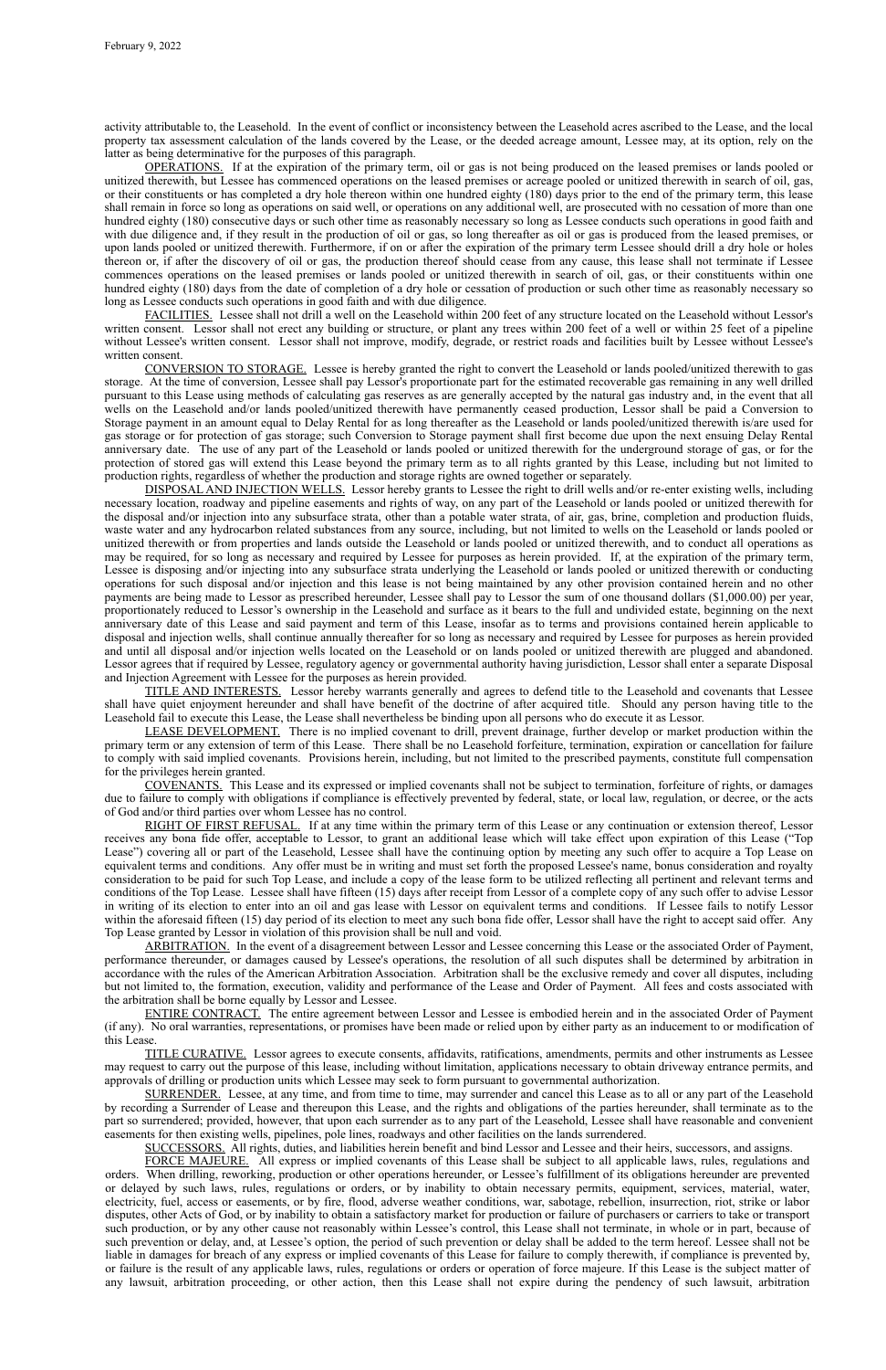activity attributable to, the Leasehold. In the event of conflict or inconsistency between the Leasehold acres ascribed to the Lease, and the local property tax assessment calculation of the lands covered by the Lease, or the deeded acreage amount, Lessee may, at its option, rely on the latter as being determinative for the purposes of this paragraph.

OPERATIONS. If at the expiration of the primary term, oil or gas is not being produced on the leased premises or lands pooled or unitized therewith, but Lessee has commenced operations on the leased premises or acreage pooled or unitized therewith in search of oil, gas, or their constituents or has completed a dry hole thereon within one hundred eighty (180) days prior to the end of the primary term, this lease shall remain in force so long as operations on said well, or operations on any additional well, are prosecuted with no cessation of more than one hundred eighty (180) consecutive days or such other time as reasonably necessary so long as Lessee conducts such operations in good faith and with due diligence and, if they result in the production of oil or gas, so long thereafter as oil or gas is produced from the leased premises, or upon lands pooled or unitized therewith. Furthermore, if on or after the expiration of the primary term Lessee should drill a dry hole or holes thereon or, if after the discovery of oil or gas, the production thereof should cease from any cause, this lease shall not terminate if Lessee commences operations on the leased premises or lands pooled or unitized therewith in search of oil, gas, or their constituents within one hundred eighty (180) days from the date of completion of a dry hole or cessation of production or such other time as reasonably necessary so long as Lessee conducts such operations in good faith and with due diligence.

FACILITIES. Lessee shall not drill a well on the Leasehold within 200 feet of any structure located on the Leasehold without Lessor's written consent. Lessor shall not erect any building or structure, or plant any trees within 200 feet of a well or within 25 feet of a pipeline without Lessee's written consent. Lessor shall not improve, modify, degrade, or restrict roads and facilities built by Lessee without Lessee's written consent.

CONVERSION TO STORAGE. Lessee is hereby granted the right to convert the Leasehold or lands pooled/unitized therewith to gas storage. At the time of conversion, Lessee shall pay Lessor's proportionate part for the estimated recoverable gas remaining in any well drilled pursuant to this Lease using methods of calculating gas reserves as are generally accepted by the natural gas industry and, in the event that all wells on the Leasehold and/or lands pooled/unitized therewith have permanently ceased production, Lessor shall be paid a Conversion to Storage payment in an amount equal to Delay Rental for as long thereafter as the Leasehold or lands pooled/unitized therewith is/are used for gas storage or for protection of gas storage; such Conversion to Storage payment shall first become due upon the next ensuing Delay Rental anniversary date. The use of any part of the Leasehold or lands pooled or unitized therewith for the underground storage of gas, or for the protection of stored gas will extend this Lease beyond the primary term as to all rights granted by this Lease, including but not limited to production rights, regardless of whether the production and storage rights are owned together or separately.

DISPOSAL AND INJECTION WELLS. Lessor hereby grants to Lessee the right to drill wells and/or re-enter existing wells, including necessary location, roadway and pipeline easements and rights of way, on any part of the Leasehold or lands pooled or unitized therewith for the disposal and/or injection into any subsurface strata, other than a potable water strata, of air, gas, brine, completion and production fluids, waste water and any hydrocarbon related substances from any source, including, but not limited to wells on the Leasehold or lands pooled or unitized therewith or from properties and lands outside the Leasehold or lands pooled or unitized therewith, and to conduct all operations as may be required, for so long as necessary and required by Lessee for purposes as herein provided. If, at the expiration of the primary term, Lessee is disposing and/or injecting into any subsurface strata underlying the Leasehold or lands pooled or unitized therewith or conducting operations for such disposal and/or injection and this lease is not being maintained by any other provision contained herein and no other payments are being made to Lessor as prescribed hereunder, Lessee shall pay to Lessor the sum of one thousand dollars ($1,000.00) per year, proportionately reduced to Lessor's ownership in the Leasehold and surface as it bears to the full and undivided estate, beginning on the next anniversary date of this Lease and said payment and term of this Lease, insofar as to terms and provisions contained herein applicable to disposal and injection wells, shall continue annually thereafter for so long as necessary and required by Lessee for purposes as herein provided and until all disposal and/or injection wells located on the Leasehold or on lands pooled or unitized therewith are plugged and abandoned. Lessor agrees that if required by Lessee, regulatory agency or governmental authority having jurisdiction, Lessor shall enter a separate Disposal and Injection Agreement with Lessee for the purposes as herein provided.

TITLE AND INTERESTS. Lessor hereby warrants generally and agrees to defend title to the Leasehold and covenants that Lessee shall have quiet enjoyment hereunder and shall have benefit of the doctrine of after acquired title. Should any person having title to the Leasehold fail to execute this Lease, the Lease shall nevertheless be binding upon all persons who do execute it as Lessor.

LEASE DEVELOPMENT. There is no implied covenant to drill, prevent drainage, further develop or market production within the primary term or any extension of term of this Lease. There shall be no Leasehold forfeiture, termination, expiration or cancellation for failure to comply with said implied covenants. Provisions herein, including, but not limited to the prescribed payments, constitute full compensation for the privileges herein granted.

COVENANTS. This Lease and its expressed or implied covenants shall not be subject to termination, forfeiture of rights, or damages due to failure to comply with obligations if compliance is effectively prevented by federal, state, or local law, regulation, or decree, or the acts of God and/or third parties over whom Lessee has no control.

RIGHT OF FIRST REFUSAL. If at any time within the primary term of this Lease or any continuation or extension thereof, Lessor receives any bona fide offer, acceptable to Lessor, to grant an additional lease which will take effect upon expiration of this Lease ("Top Lease") covering all or part of the Leasehold, Lessee shall have the continuing option by meeting any such offer to acquire a Top Lease on equivalent terms and conditions. Any offer must be in writing and must set forth the proposed Lessee's name, bonus consideration and royalty consideration to be paid for such Top Lease, and include a copy of the lease form to be utilized reflecting all pertinent and relevant terms and conditions of the Top Lease. Lessee shall have fifteen (15) days after receipt from Lessor of a complete copy of any such offer to advise Lessor in writing of its election to enter into an oil and gas lease with Lessor on equivalent terms and conditions. If Lessee fails to notify Lessor within the aforesaid fifteen (15) day period of its election to meet any such bona fide offer, Lessor shall have the right to accept said offer. Any Top Lease granted by Lessor in violation of this provision shall be null and void.

ARBITRATION. In the event of a disagreement between Lessor and Lessee concerning this Lease or the associated Order of Payment, performance thereunder, or damages caused by Lessee's operations, the resolution of all such disputes shall be determined by arbitration in accordance with the rules of the American Arbitration Association. Arbitration shall be the exclusive remedy and cover all disputes, including but not limited to, the formation, execution, validity and performance of the Lease and Order of Payment. All fees and costs associated with the arbitration shall be borne equally by Lessor and Lessee.

ENTIRE CONTRACT. The entire agreement between Lessor and Lessee is embodied herein and in the associated Order of Payment (if any). No oral warranties, representations, or promises have been made or relied upon by either party as an inducement to or modification of this Lease.

TITLE CURATIVE. Lessor agrees to execute consents, affidavits, ratifications, amendments, permits and other instruments as Lessee may request to carry out the purpose of this lease, including without limitation, applications necessary to obtain driveway entrance permits, and approvals of drilling or production units which Lessee may seek to form pursuant to governmental authorization.

SURRENDER. Lessee, at any time, and from time to time, may surrender and cancel this Lease as to all or any part of the Leasehold by recording a Surrender of Lease and thereupon this Lease, and the rights and obligations of the parties hereunder, shall terminate as to the part so surrendered; provided, however, that upon each surrender as to any part of the Leasehold, Lessee shall have reasonable and convenient easements for then existing wells, pipelines, pole lines, roadways and other facilities on the lands surrendered.

SUCCESSORS. All rights, duties, and liabilities herein benefit and bind Lessor and Lessee and their heirs, successors, and assigns.

FORCE MAJEURE. All express or implied covenants of this Lease shall be subject to all applicable laws, rules, regulations and orders. When drilling, reworking, production or other operations hereunder, or Lessee's fulfillment of its obligations hereunder are prevented or delayed by such laws, rules, regulations or orders, or by inability to obtain necessary permits, equipment, services, material, water, electricity, fuel, access or easements, or by fire, flood, adverse weather conditions, war, sabotage, rebellion, insurrection, riot, strike or labor disputes, other Acts of God, or by inability to obtain a satisfactory market for production or failure of purchasers or carriers to take or transport such production, or by any other cause not reasonably within Lessee's control, this Lease shall not terminate, in whole or in part, because of such prevention or delay, and, at Lessee's option, the period of such prevention or delay shall be added to the term hereof. Lessee shall not be liable in damages for breach of any express or implied covenants of this Lease for failure to comply therewith, if compliance is prevented by, or failure is the result of any applicable laws, rules, regulations or orders or operation of force majeure. If this Lease is the subject matter of any lawsuit, arbitration proceeding, or other action, then this Lease shall not expire during the pendency of such lawsuit, arbitration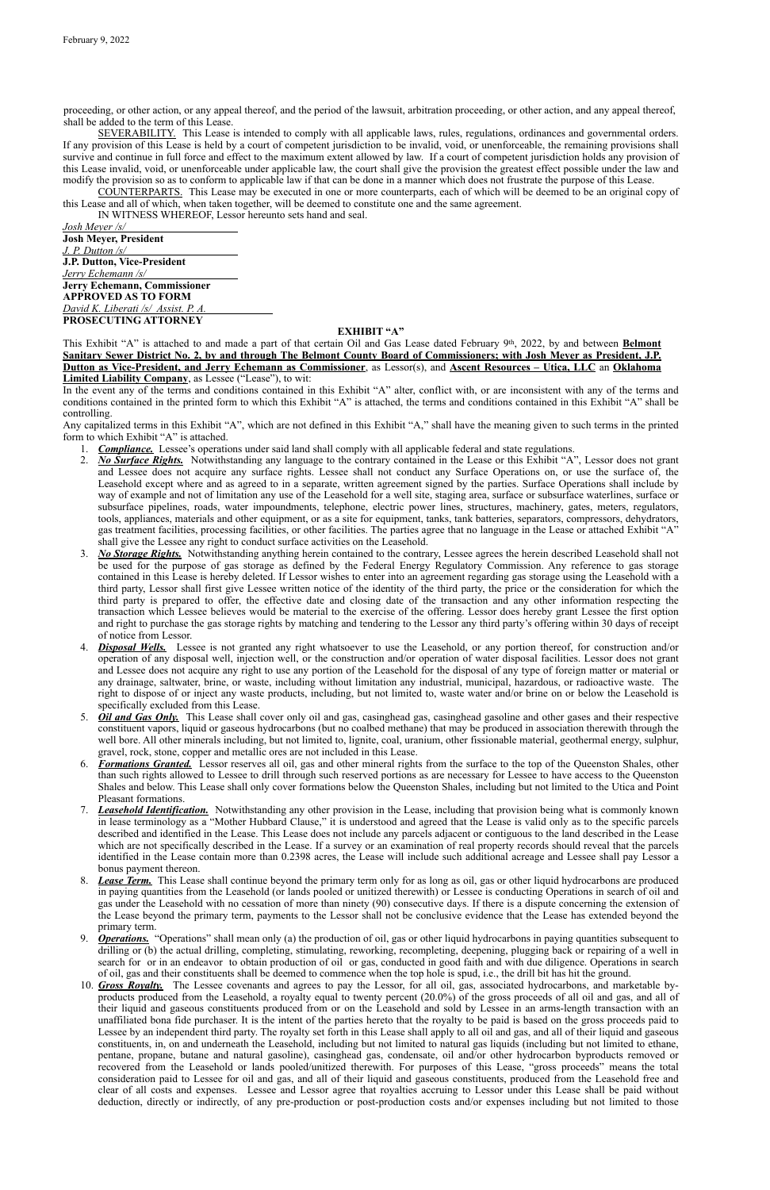proceeding, or other action, or any appeal thereof, and the period of the lawsuit, arbitration proceeding, or other action, and any appeal thereof, shall be added to the term of this Lease.

SEVERABILITY. This Lease is intended to comply with all applicable laws, rules, regulations, ordinances and governmental orders. If any provision of this Lease is held by a court of competent jurisdiction to be invalid, void, or unenforceable, the remaining provisions shall survive and continue in full force and effect to the maximum extent allowed by law. If a court of competent jurisdiction holds any provision of this Lease invalid, void, or unenforceable under applicable law, the court shall give the provision the greatest effect possible under the law and modify the provision so as to conform to applicable law if that can be done in a manner which does not frustrate the purpose of this Lease.

COUNTERPARTS. This Lease may be executed in one or more counterparts, each of which will be deemed to be an original copy of this Lease and all of which, when taken together, will be deemed to constitute one and the same agreement.

IN WITNESS WHEREOF, Lessor hereunto sets hand and seal.

*Josh Meyer /s/*
**Josh Meyer, President**

*J. P. Dutton /s/*
**J.P. Dutton, Vice-President**

*Jerry Echemann /s/*
**Jerry Echemann, Commissioner**

**APPROVED AS TO FORM**
*David K. Liberati /s/ Assist. P. A.*
**PROSECUTING ATTORNEY**

## EXHIBIT "A"

This Exhibit "A" is attached to and made a part of that certain Oil and Gas Lease dated February 9th, 2022, by and between **Belmont Sanitary Sewer District No. 2, by and through The Belmont County Board of Commissioners; with Josh Meyer as President, J.P. Dutton as Vice-President, and Jerry Echemann as Commissioner**, as Lessor(s), and **Ascent Resources – Utica, LLC** an **Oklahoma Limited Liability Company**, as Lessee ("Lease"), to wit:

In the event any of the terms and conditions contained in this Exhibit "A" alter, conflict with, or are inconsistent with any of the terms and conditions contained in the printed form to which this Exhibit "A" is attached, the terms and conditions contained in this Exhibit "A" shall be controlling.

Any capitalized terms in this Exhibit "A", which are not defined in this Exhibit "A," shall have the meaning given to such terms in the printed form to which Exhibit "A" is attached.

1. ***Compliance.*** Lessee's operations under said land shall comply with all applicable federal and state regulations.
2. ***No Surface Rights.*** Notwithstanding any language to the contrary contained in the Lease or this Exhibit "A", Lessor does not grant and Lessee does not acquire any surface rights. Lessee shall not conduct any Surface Operations on, or use the surface of, the Leasehold except where and as agreed to in a separate, written agreement signed by the parties. Surface Operations shall include by way of example and not of limitation any use of the Leasehold for a well site, staging area, surface or subsurface waterlines, surface or subsurface pipelines, roads, water impoundments, telephone, electric power lines, structures, machinery, gates, meters, regulators, tools, appliances, materials and other equipment, or as a site for equipment, tanks, tank batteries, separators, compressors, dehydrators, gas treatment facilities, processing facilities, or other facilities. The parties agree that no language in the Lease or attached Exhibit "A" shall give the Lessee any right to conduct surface activities on the Leasehold.
3. ***No Storage Rights.*** Notwithstanding anything herein contained to the contrary, Lessee agrees the herein described Leasehold shall not be used for the purpose of gas storage as defined by the Federal Energy Regulatory Commission. Any reference to gas storage contained in this Lease is hereby deleted. If Lessor wishes to enter into an agreement regarding gas storage using the Leasehold with a third party, Lessor shall first give Lessee written notice of the identity of the third party, the price or the consideration for which the third party is prepared to offer, the effective date and closing date of the transaction and any other information respecting the transaction which Lessee believes would be material to the exercise of the offering. Lessor does hereby grant Lessee the first option and right to purchase the gas storage rights by matching and tendering to the Lessor any third party's offering within 30 days of receipt of notice from Lessor.
4. ***Disposal Wells.*** Lessee is not granted any right whatsoever to use the Leasehold, or any portion thereof, for construction and/or operation of any disposal well, injection well, or the construction and/or operation of water disposal facilities. Lessor does not grant and Lessee does not acquire any right to use any portion of the Leasehold for the disposal of any type of foreign matter or material or any drainage, saltwater, brine, or waste, including without limitation any industrial, municipal, hazardous, or radioactive waste. The right to dispose of or inject any waste products, including, but not limited to, waste water and/or brine on or below the Leasehold is specifically excluded from this Lease.
5. ***Oil and Gas Only.*** This Lease shall cover only oil and gas, casinghead gas, casinghead gasoline and other gases and their respective constituent vapors, liquid or gaseous hydrocarbons (but no coalbed methane) that may be produced in association therewith through the well bore. All other minerals including, but not limited to, lignite, coal, uranium, other fissionable material, geothermal energy, sulphur, gravel, rock, stone, copper and metallic ores are not included in this Lease.
6. ***Formations Granted.*** Lessor reserves all oil, gas and other mineral rights from the surface to the top of the Queenston Shales, other than such rights allowed to Lessee to drill through such reserved portions as are necessary for Lessee to have access to the Queenston Shales and below. This Lease shall only cover formations below the Queenston Shales, including but not limited to the Utica and Point Pleasant formations.
7. ***Leasehold Identification.*** Notwithstanding any other provision in the Lease, including that provision being what is commonly known in lease terminology as a "Mother Hubbard Clause," it is understood and agreed that the Lease is valid only as to the specific parcels described and identified in the Lease. This Lease does not include any parcels adjacent or contiguous to the land described in the Lease which are not specifically described in the Lease. If a survey or an examination of real property records should reveal that the parcels identified in the Lease contain more than 0.2398 acres, the Lease will include such additional acreage and Lessee shall pay Lessor a bonus payment thereon.
8. ***Lease Term.*** This Lease shall continue beyond the primary term only for as long as oil, gas or other liquid hydrocarbons are produced in paying quantities from the Leasehold (or lands pooled or unitized therewith) or Lessee is conducting Operations in search of oil and gas under the Leasehold with no cessation of more than ninety (90) consecutive days. If there is a dispute concerning the extension of the Lease beyond the primary term, payments to the Lessor shall not be conclusive evidence that the Lease has extended beyond the primary term.
9. ***Operations.*** "Operations" shall mean only (a) the production of oil, gas or other liquid hydrocarbons in paying quantities subsequent to drilling or (b) the actual drilling, completing, stimulating, reworking, recompleting, deepening, plugging back or repairing of a well in search for or in an endeavor to obtain production of oil or gas, conducted in good faith and with due diligence. Operations in search of oil, gas and their constituents shall be deemed to commence when the top hole is spud, i.e., the drill bit has hit the ground.
10. ***Gross Royalty.*** The Lessee covenants and agrees to pay the Lessor, for all oil, gas, associated hydrocarbons, and marketable by-products produced from the Leasehold, a royalty equal to twenty percent (20.0%) of the gross proceeds of all oil and gas, and all of their liquid and gaseous constituents produced from or on the Leasehold and sold by Lessee in an arms-length transaction with an unaffiliated bona fide purchaser. It is the intent of the parties hereto that the royalty to be paid is based on the gross proceeds paid to Lessee by an independent third party. The royalty set forth in this Lease shall apply to all oil and gas, and all of their liquid and gaseous constituents, in, on and underneath the Leasehold, including but not limited to natural gas liquids (including but not limited to ethane, pentane, propane, butane and natural gasoline), casinghead gas, condensate, oil and/or other hydrocarbon byproducts removed or recovered from the Leasehold or lands pooled/unitized therewith. For purposes of this Lease, "gross proceeds" means the total consideration paid to Lessee for oil and gas, and all of their liquid and gaseous constituents, produced from the Leasehold free and clear of all costs and expenses. Lessee and Lessor agree that royalties accruing to Lessor under this Lease shall be paid without deduction, directly or indirectly, of any pre-production or post-production costs and/or expenses including but not limited to those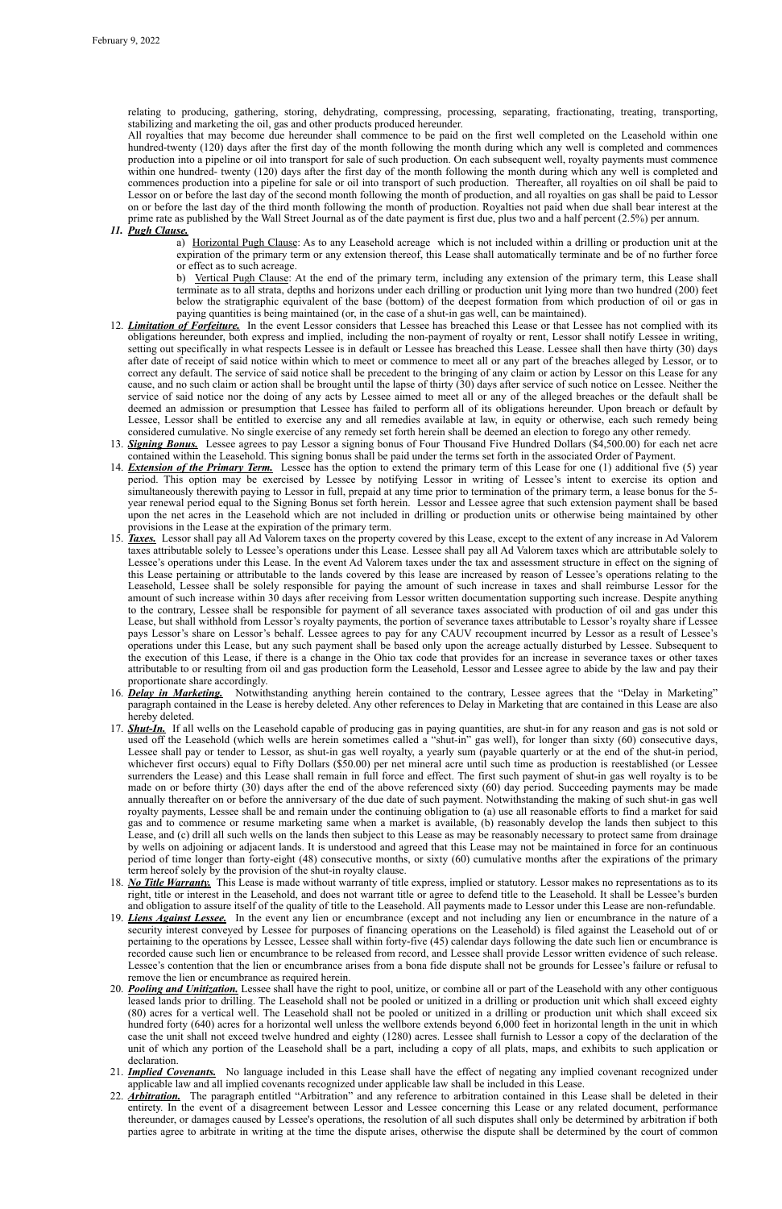relating to producing, gathering, storing, dehydrating, compressing, processing, separating, fractionating, treating, transporting, stabilizing and marketing the oil, gas and other products produced hereunder.

All royalties that may become due hereunder shall commence to be paid on the first well completed on the Leasehold within one hundred-twenty (120) days after the first day of the month following the month during which any well is completed and commences production into a pipeline or oil into transport for sale of such production. On each subsequent well, royalty payments must commence within one hundred- twenty (120) days after the first day of the month following the month during which any well is completed and commences production into a pipeline for sale or oil into transport of such production. Thereafter, all royalties on oil shall be paid to Lessor on or before the last day of the second month following the month of production, and all royalties on gas shall be paid to Lessor on or before the last day of the third month following the month of production. Royalties not paid when due shall bear interest at the prime rate as published by the Wall Street Journal as of the date payment is first due, plus two and a half percent (2.5%) per annum.

11. ***Pugh Clause.***

    a) Horizontal Pugh Clause: As to any Leasehold acreage which is not included within a drilling or production unit at the expiration of the primary term or any extension thereof, this Lease shall automatically terminate and be of no further force or effect as to such acreage.

    b) Vertical Pugh Clause: At the end of the primary term, including any extension of the primary term, this Lease shall terminate as to all strata, depths and horizons under each drilling or production unit lying more than two hundred (200) feet below the stratigraphic equivalent of the base (bottom) of the deepest formation from which production of oil or gas in paying quantities is being maintained (or, in the case of a shut-in gas well, can be maintained).

12. ***Limitation of Forfeiture.*** In the event Lessor considers that Lessee has breached this Lease or that Lessee has not complied with its obligations hereunder, both express and implied, including the non-payment of royalty or rent, Lessor shall notify Lessee in writing, setting out specifically in what respects Lessee is in default or Lessee has breached this Lease. Lessee shall then have thirty (30) days after date of receipt of said notice within which to meet or commence to meet all or any part of the breaches alleged by Lessor, or to correct any default. The service of said notice shall be precedent to the bringing of any claim or action by Lessor on this Lease for any cause, and no such claim or action shall be brought until the lapse of thirty (30) days after service of such notice on Lessee. Neither the service of said notice nor the doing of any acts by Lessee aimed to meet all or any of the alleged breaches or the default shall be deemed an admission or presumption that Lessee has failed to perform all of its obligations hereunder. Upon breach or default by Lessee, Lessor shall be entitled to exercise any and all remedies available at law, in equity or otherwise, each such remedy being considered cumulative. No single exercise of any remedy set forth herein shall be deemed an election to forego any other remedy.

13. ***Signing Bonus.*** Lessee agrees to pay Lessor a signing bonus of Four Thousand Five Hundred Dollars ($4,500.00) for each net acre contained within the Leasehold. This signing bonus shall be paid under the terms set forth in the associated Order of Payment.

14. ***Extension of the Primary Term.*** Lessee has the option to extend the primary term of this Lease for one (1) additional five (5) year period. This option may be exercised by Lessee by notifying Lessor in writing of Lessee's intent to exercise its option and simultaneously therewith paying to Lessor in full, prepaid at any time prior to termination of the primary term, a lease bonus for the 5-year renewal period equal to the Signing Bonus set forth herein. Lessor and Lessee agree that such extension payment shall be based upon the net acres in the Leasehold which are not included in drilling or production units or otherwise being maintained by other provisions in the Lease at the expiration of the primary term.

15. ***Taxes.*** Lessor shall pay all Ad Valorem taxes on the property covered by this Lease, except to the extent of any increase in Ad Valorem taxes attributable solely to Lessee's operations under this Lease. Lessee shall pay all Ad Valorem taxes which are attributable solely to Lessee's operations under this Lease. In the event Ad Valorem taxes under the tax and assessment structure in effect on the signing of this Lease pertaining or attributable to the lands covered by this lease are increased by reason of Lessee's operations relating to the Leasehold, Lessee shall be solely responsible for paying the amount of such increase in taxes and shall reimburse Lessor for the amount of such increase within 30 days after receiving from Lessor written documentation supporting such increase. Despite anything to the contrary, Lessee shall be responsible for payment of all severance taxes associated with production of oil and gas under this Lease, but shall withhold from Lessor's royalty payments, the portion of severance taxes attributable to Lessor's royalty share if Lessee pays Lessor's share on Lessor's behalf. Lessee agrees to pay for any CAUV recoupment incurred by Lessor as a result of Lessee's operations under this Lease, but any such payment shall be based only upon the acreage actually disturbed by Lessee. Subsequent to the execution of this Lease, if there is a change in the Ohio tax code that provides for an increase in severance taxes or other taxes attributable to or resulting from oil and gas production form the Leasehold, Lessor and Lessee agree to abide by the law and pay their proportionate share accordingly.

16. ***Delay in Marketing.*** Notwithstanding anything herein contained to the contrary, Lessee agrees that the "Delay in Marketing" paragraph contained in the Lease is hereby deleted. Any other references to Delay in Marketing that are contained in this Lease are also hereby deleted.

17. ***Shut-In.*** If all wells on the Leasehold capable of producing gas in paying quantities, are shut-in for any reason and gas is not sold or used off the Leasehold (which wells are herein sometimes called a "shut-in" gas well), for longer than sixty (60) consecutive days, Lessee shall pay or tender to Lessor, as shut-in gas well royalty, a yearly sum (payable quarterly or at the end of the shut-in period, whichever first occurs) equal to Fifty Dollars ($50.00) per net mineral acre until such time as production is reestablished (or Lessee surrenders the Lease) and this Lease shall remain in full force and effect. The first such payment of shut-in gas well royalty is to be made on or before thirty (30) days after the end of the above referenced sixty (60) day period. Succeeding payments may be made annually thereafter on or before the anniversary of the due date of such payment. Notwithstanding the making of such shut-in gas well royalty payments, Lessee shall be and remain under the continuing obligation to (a) use all reasonable efforts to find a market for said gas and to commence or resume marketing same when a market is available, (b) reasonably develop the lands then subject to this Lease, and (c) drill all such wells on the lands then subject to this Lease as may be reasonably necessary to protect same from drainage by wells on adjoining or adjacent lands. It is understood and agreed that this Lease may not be maintained in force for an continuous period of time longer than forty-eight (48) consecutive months, or sixty (60) cumulative months after the expirations of the primary term hereof solely by the provision of the shut-in royalty clause.

18. ***No Title Warranty.*** This Lease is made without warranty of title express, implied or statutory. Lessor makes no representations as to its right, title or interest in the Leasehold, and does not warrant title or agree to defend title to the Leasehold. It shall be Lessee's burden and obligation to assure itself of the quality of title to the Leasehold. All payments made to Lessor under this Lease are non-refundable.

19. ***Liens Against Lessee.*** In the event any lien or encumbrance (except and not including any lien or encumbrance in the nature of a security interest conveyed by Lessee for purposes of financing operations on the Leasehold) is filed against the Leasehold out of or pertaining to the operations by Lessee, Lessee shall within forty-five (45) calendar days following the date such lien or encumbrance is recorded cause such lien or encumbrance to be released from record, and Lessee shall provide Lessor written evidence of such release. Lessee's contention that the lien or encumbrance arises from a bona fide dispute shall not be grounds for Lessee's failure or refusal to remove the lien or encumbrance as required herein.

20. ***Pooling and Unitization.*** Lessee shall have the right to pool, unitize, or combine all or part of the Leasehold with any other contiguous leased lands prior to drilling. The Leasehold shall not be pooled or unitized in a drilling or production unit which shall exceed eighty (80) acres for a vertical well. The Leasehold shall not be pooled or unitized in a drilling or production unit which shall exceed six hundred forty (640) acres for a horizontal well unless the wellbore extends beyond 6,000 feet in horizontal length in the unit in which case the unit shall not exceed twelve hundred and eighty (1280) acres. Lessee shall furnish to Lessor a copy of the declaration of the unit of which any portion of the Leasehold shall be a part, including a copy of all plats, maps, and exhibits to such application or declaration.

21. ***Implied Covenants.*** No language included in this Lease shall have the effect of negating any implied covenant recognized under applicable law and all implied covenants recognized under applicable law shall be included in this Lease.

22. ***Arbitration.*** The paragraph entitled "Arbitration" and any reference to arbitration contained in this Lease shall be deleted in their entirety. In the event of a disagreement between Lessor and Lessee concerning this Lease or any related document, performance thereunder, or damages caused by Lessee's operations, the resolution of all such disputes shall only be determined by arbitration if both parties agree to arbitrate in writing at the time the dispute arises, otherwise the dispute shall be determined by the court of common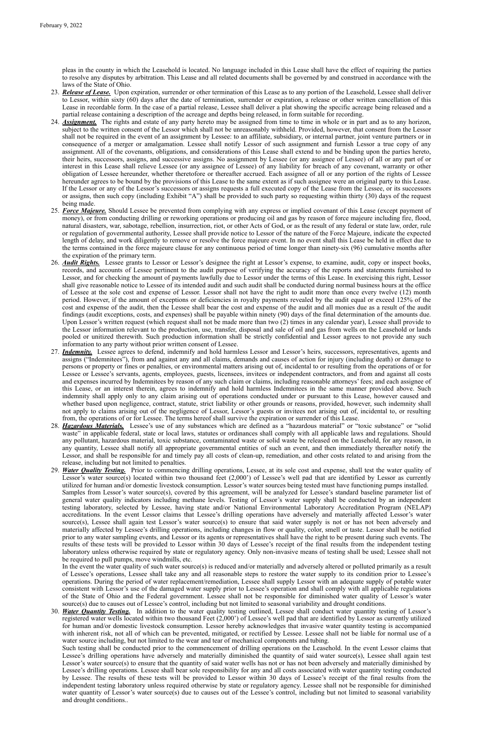pleas in the county in which the Leasehold is located. No language included in this Lease shall have the effect of requiring the parties to resolve any disputes by arbitration. This Lease and all related documents shall be governed by and construed in accordance with the laws of the State of Ohio.

23. ***Release of Lease.*** Upon expiration, surrender or other termination of this Lease as to any portion of the Leasehold, Lessee shall deliver to Lessor, within sixty (60) days after the date of termination, surrender or expiration, a release or other written cancellation of this Lease in recordable form. In the case of a partial release, Lessee shall deliver a plat showing the specific acreage being released and a partial release containing a description of the acreage and depths being released, in form suitable for recording.
24. ***Assignment.*** The rights and estate of any party hereto may be assigned from time to time in whole or in part and as to any horizon, subject to the written consent of the Lessor which shall not be unreasonably withheld. Provided, however, that consent from the Lessor shall not be required in the event of an assignment by Lessee: to an affiliate, subsidiary, or internal partner, joint venture partners or in consequence of a merger or amalgamation. Lessee shall notify Lessor of such assignment and furnish Lessor a true copy of any assignment. All of the covenants, obligations, and considerations of this Lease shall extend to and be binding upon the parties hereto, their heirs, successors, assigns, and successive assigns. No assignment by Lessee (or any assignee of Lessee) of all or any part of or interest in this Lease shall relieve Lessee (or any assignee of Lessee) of any liability for breach of any covenant, warranty or other obligation of Lessee hereunder, whether theretofore or thereafter accrued. Each assignee of all or any portion of the rights of Lessee hereunder agrees to be bound by the provisions of this Lease to the same extent as if such assignee were an original party to this Lease. If the Lessor or any of the Lessor's successors or assigns requests a full executed copy of the Lease from the Lessee, or its successors or assigns, then such copy (including Exhibit "A") shall be provided to such party so requesting within thirty (30) days of the request being made.
25. ***Force Majeure.*** Should Lessee be prevented from complying with any express or implied covenant of this Lease (except payment of money), or from conducting drilling or reworking operations or producing oil and gas by reason of force majeure including fire, flood, natural disasters, war, sabotage, rebellion, insurrection, riot, or other Acts of God, or as the result of any federal or state law, order, rule or regulation of governmental authority, Lessee shall provide notice to Lessor of the nature of the Force Majeure, indicate the expected length of delay, and work diligently to remove or resolve the force majeure event. In no event shall this Lease be held in effect due to the terms contained in the force majeure clause for any continuous period of time longer than ninety-six (96) cumulative months after the expiration of the primary term.
26. ***Audit Rights.*** Lessee grants to Lessor or Lessor's designee the right at Lessor's expense, to examine, audit, copy or inspect books, records, and accounts of Lessee pertinent to the audit purpose of verifying the accuracy of the reports and statements furnished to Lessor, and for checking the amount of payments lawfully due to Lessor under the terms of this Lease. In exercising this right, Lessor shall give reasonable notice to Lessee of its intended audit and such audit shall be conducted during normal business hours at the office of Lessee at the sole cost and expense of Lessor. Lessor shall not have the right to audit more than once every twelve (12) month period. However, if the amount of exceptions or deficiencies in royalty payments revealed by the audit equal or exceed 125% of the cost and expense of the audit, then the Lessee shall bear the cost and expense of the audit and all monies due as a result of the audit findings (audit exceptions, costs, and expenses) shall be payable within ninety (90) days of the final determination of the amounts due. Upon Lessor's written request (which request shall not be made more than two (2) times in any calendar year), Lessee shall provide to the Lessor information relevant to the production, use, transfer, disposal and sale of oil and gas from wells on the Leasehold or lands pooled or unitized therewith. Such production information shall be strictly confidential and Lessor agrees to not provide any such information to any party without prior written consent of Lessee.
27. ***Indemnity.*** Lessee agrees to defend, indemnify and hold harmless Lessor and Lessor's heirs, successors, representatives, agents and assigns ("Indemnitees"), from and against any and all claims, demands and causes of action for injury (including death) or damage to persons or property or fines or penalties, or environmental matters arising out of, incidental to or resulting from the operations of or for Lessee or Lessee's servants, agents, employees, guests, licensees, invitees or independent contractors, and from and against all costs and expenses incurred by Indemnitees by reason of any such claim or claims, including reasonable attorneys' fees; and each assignee of this Lease, or an interest therein, agrees to indemnify and hold harmless Indemnitees in the same manner provided above. Such indemnity shall apply only to any claim arising out of operations conducted under or pursuant to this Lease, however caused and whether based upon negligence, contract, statute, strict liability or other grounds or reasons, provided, however, such indemnity shall not apply to claims arising out of the negligence of Lessor, Lessor's guests or invitees not arising out of, incidental to, or resulting from, the operations of or for Lessee. The terms hereof shall survive the expiration or surrender of this Lease.
28. ***Hazardous Materials.*** Lessee's use of any substances which are defined as a "hazardous material" or "toxic substance" or "solid waste" in applicable federal, state or local laws, statutes or ordinances shall comply with all applicable laws and regulations. Should any pollutant, hazardous material, toxic substance, contaminated waste or solid waste be released on the Leasehold, for any reason, in any quantity, Lessee shall notify all appropriate governmental entities of such an event, and then immediately thereafter notify the Lessor, and shall be responsible for and timely pay all costs of clean-up, remediation, and other costs related to and arising from the release, including but not limited to penalties.
29. ***Water Quality Testing.*** Prior to commencing drilling operations, Lessee, at its sole cost and expense, shall test the water quality of Lessor's water source(s) located within two thousand feet (2,000') of Lessee's well pad that are identified by Lessor as currently utilized for human and/or domestic livestock consumption. Lessor's water sources being tested must have functioning pumps installed.
    Samples from Lessor's water source(s), covered by this agreement, will be analyzed for Lessee's standard baseline parameter list of general water quality indicators including methane levels. Testing of Lessor's water supply shall be conducted by an independent testing laboratory, selected by Lessee, having state and/or National Environmental Laboratory Accreditation Program (NELAP) accreditations. In the event Lessor claims that Lessee's drilling operations have adversely and materially affected Lessor's water source(s), Lessee shall again test Lessor's water source(s) to ensure that said water supply is not or has not been adversely and materially affected by Lessee's drilling operations, including changes in flow or quality, color, smell or taste. Lessor shall be notified prior to any water sampling events, and Lessor or its agents or representatives shall have the right to be present during such events. The results of these tests will be provided to Lessor within 30 days of Lessee's receipt of the final results from the independent testing laboratory unless otherwise required by state or regulatory agency. Only non-invasive means of testing shall be used; Lessee shall not be required to pull pumps, move windmills, etc.
    In the event the water quality of such water source(s) is reduced and/or materially and adversely altered or polluted primarily as a result of Lessee's operations, Lessee shall take any and all reasonable steps to restore the water supply to its condition prior to Lessee's operations. During the period of water replacement/remediation, Lessee shall supply Lessor with an adequate supply of potable water consistent with Lessor's use of the damaged water supply prior to Lessee's operation and shall comply with all applicable regulations of the State of Ohio and the Federal government. Lessee shall not be responsible for diminished water quality of Lessor's water source(s) due to causes out of Lessee's control, including but not limited to seasonal variability and drought conditions.
30. ***Water Quantity Testing.*** In addition to the water quality testing outlined, Lessee shall conduct water quantity testing of Lessor's registered water wells located within two thousand Feet (2,000') of Lessee's well pad that are identified by Lessor as currently utilized for human and/or domestic livestock consumption. Lessor hereby acknowledges that invasive water quantity testing is accompanied with inherent risk, not all of which can be prevented, mitigated, or rectified by Lessee. Lessee shall not be liable for normal use of a water source including, but not limited to the wear and tear of mechanical components and tubing.
    Such testing shall be conducted prior to the commencement of drilling operations on the Leasehold. In the event Lessor claims that Lessee's drilling operations have adversely and materially diminished the quantity of said water source(s), Lessee shall again test Lessor's water source(s) to ensure that the quantity of said water wells has not or has not been adversely and materially diminished by Lessee's drilling operations. Lessee shall bear sole responsibility for any and all costs associated with water quantity testing conducted by Lessee. The results of these tests will be provided to Lessor within 30 days of Lessee's receipt of the final results from the independent testing laboratory unless required otherwise by state or regulatory agency. Lessee shall not be responsible for diminished water quantity of Lessor's water source(s) due to causes out of the Lessee's control, including but not limited to seasonal variability and drought conditions..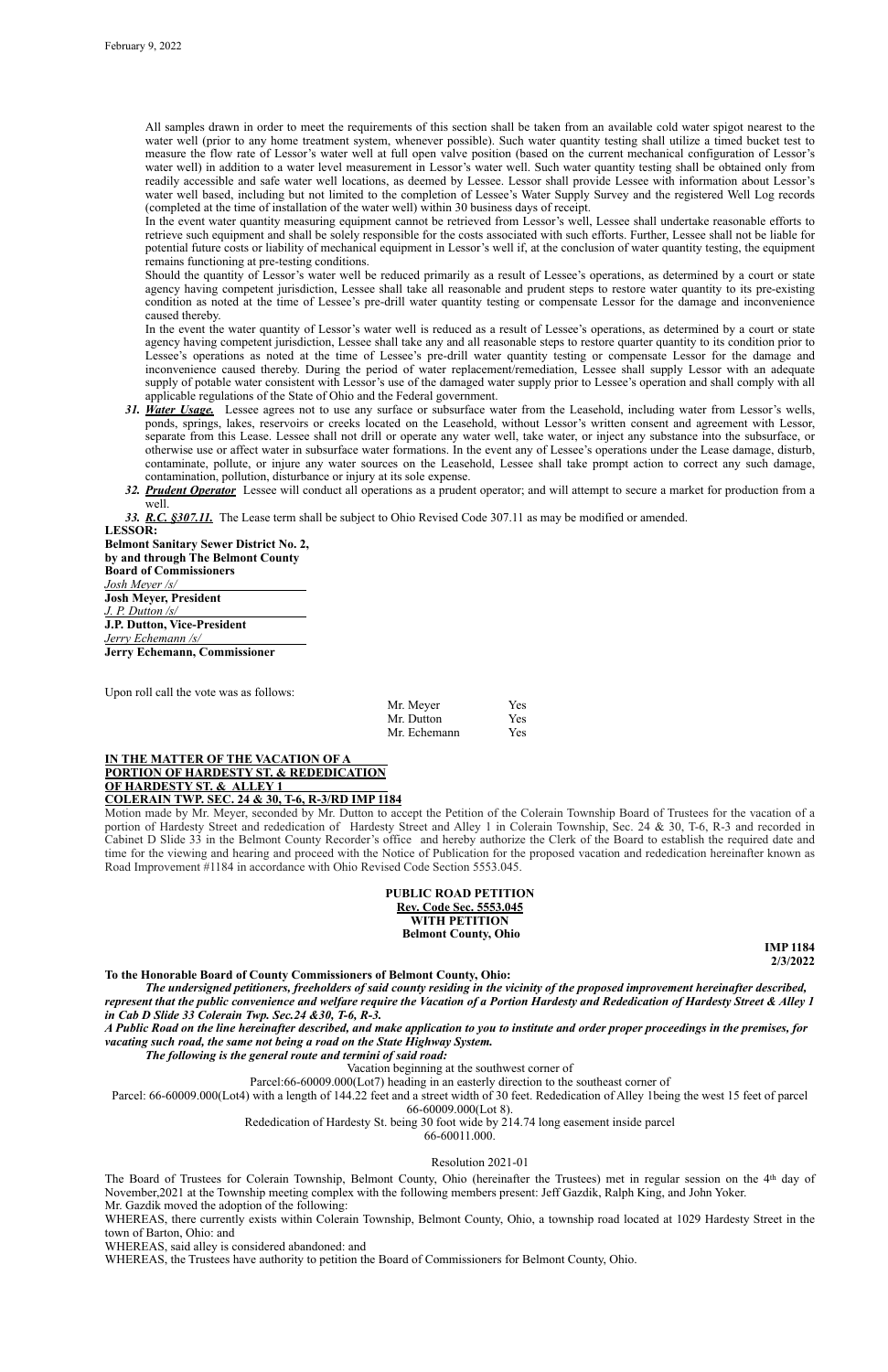All samples drawn in order to meet the requirements of this section shall be taken from an available cold water spigot nearest to the water well (prior to any home treatment system, whenever possible). Such water quantity testing shall utilize a timed bucket test to measure the flow rate of Lessor's water well at full open valve position (based on the current mechanical configuration of Lessor's water well) in addition to a water level measurement in Lessor's water well. Such water quantity testing shall be obtained only from readily accessible and safe water well locations, as deemed by Lessee. Lessor shall provide Lessee with information about Lessor's water well based, including but not limited to the completion of Lessee's Water Supply Survey and the registered Well Log records (completed at the time of installation of the water well) within 30 business days of receipt.

In the event water quantity measuring equipment cannot be retrieved from Lessor's well, Lessee shall undertake reasonable efforts to retrieve such equipment and shall be solely responsible for the costs associated with such efforts. Further, Lessee shall not be liable for potential future costs or liability of mechanical equipment in Lessor's well if, at the conclusion of water quantity testing, the equipment remains functioning at pre-testing conditions.

Should the quantity of Lessor's water well be reduced primarily as a result of Lessee's operations, as determined by a court or state agency having competent jurisdiction, Lessee shall take all reasonable and prudent steps to restore water quantity to its pre-existing condition as noted at the time of Lessee's pre-drill water quantity testing or compensate Lessor for the damage and inconvenience caused thereby.

In the event the water quantity of Lessor's water well is reduced as a result of Lessee's operations, as determined by a court or state agency having competent jurisdiction, Lessee shall take any and all reasonable steps to restore quarter quantity to its condition prior to Lessee's operations as noted at the time of Lessee's pre-drill water quantity testing or compensate Lessor for the damage and inconvenience caused thereby. During the period of water replacement/remediation, Lessee shall supply Lessor with an adequate supply of potable water consistent with Lessor's use of the damaged water supply prior to Lessee's operation and shall comply with all applicable regulations of the State of Ohio and the Federal government.

***31.*** ***Water Usage.*** Lessee agrees not to use any surface or subsurface water from the Leasehold, including water from Lessor's wells, ponds, springs, lakes, reservoirs or creeks located on the Leasehold, without Lessor's written consent and agreement with Lessor, separate from this Lease. Lessee shall not drill or operate any water well, take water, or inject any substance into the subsurface, or otherwise use or affect water in subsurface water formations. In the event any of Lessee's operations under the Lease damage, disturb, contaminate, pollute, or injure any water sources on the Leasehold, Lessee shall take prompt action to correct any such damage, contamination, pollution, disturbance or injury at its sole expense.

***32.*** ***Prudent Operator*** Lessee will conduct all operations as a prudent operator; and will attempt to secure a market for production from a well.

***33.*** ***R.C. §307.11.*** The Lease term shall be subject to Ohio Revised Code 307.11 as may be modified or amended.

**LESSOR:**
**Belmont Sanitary Sewer District No. 2, by and through The Belmont County Board of Commissioners**

*Josh Meyer /s/*
**Josh Meyer, President**

*J. P. Dutton /s/*
**J.P. Dutton, Vice-President**

*Jerry Echemann /s/*
**Jerry Echemann, Commissioner**

Upon roll call the vote was as follows:

| | |
|---|---|
| Mr. Meyer | Yes |
| Mr. Dutton | Yes |
| Mr. Echemann | Yes |

**IN THE MATTER OF THE VACATION OF A PORTION OF HARDESTY ST. & REDEDICATION OF HARDESTY ST. & ALLEY 1 COLERAIN TWP. SEC. 24 & 30, T-6, R-3/RD IMP 1184**

Motion made by Mr. Meyer, seconded by Mr. Dutton to accept the Petition of the Colerain Township Board of Trustees for the vacation of a portion of Hardesty Street and rededication of Hardesty Street and Alley 1 in Colerain Township, Sec. 24 & 30, T-6, R-3 and recorded in Cabinet D Slide 33 in the Belmont County Recorder's office and hereby authorize the Clerk of the Board to establish the required date and time for the viewing and hearing and proceed with the Notice of Publication for the proposed vacation and rededication hereinafter known as Road Improvement #1184 in accordance with Ohio Revised Code Section 5553.045.

**PUBLIC ROAD PETITION**
**Rev. Code Sec. 5553.045**
**WITH PETITION**
**Belmont County, Ohio**

**IMP 1184**
**2/3/2022**

**To the Honorable Board of County Commissioners of Belmont County, Ohio:**

***The undersigned petitioners, freeholders of said county residing in the vicinity of the proposed improvement hereinafter described, represent that the public convenience and welfare require the Vacation of a Portion Hardesty and Rededication of Hardesty Street & Alley 1 in Cab D Slide 33 Colerain Twp. Sec.24 &30, T-6, R-3.***

***A Public Road on the line hereinafter described, and make application to you to institute and order proper proceedings in the premises, for vacating such road, the same not being a road on the State Highway System.***

***The following is the general route and termini of said road:***

Vacation beginning at the southwest corner of
Parcel:66-60009.000(Lot7) heading in an easterly direction to the southeast corner of
Parcel: 66-60009.000(Lot4) with a length of 144.22 feet and a street width of 30 feet. Rededication of Alley 1being the west 15 feet of parcel 66-60009.000(Lot 8).
Rededication of Hardesty St. being 30 foot wide by 214.74 long easement inside parcel 66-60011.000.

Resolution 2021-01

The Board of Trustees for Colerain Township, Belmont County, Ohio (hereinafter the Trustees) met in regular session on the 4th day of November,2021 at the Township meeting complex with the following members present: Jeff Gazdik, Ralph King, and John Yoker.

Mr. Gazdik moved the adoption of the following:

WHEREAS, there currently exists within Colerain Township, Belmont County, Ohio, a township road located at 1029 Hardesty Street in the town of Barton, Ohio: and

WHEREAS, said alley is considered abandoned: and

WHEREAS, the Trustees have authority to petition the Board of Commissioners for Belmont County, Ohio.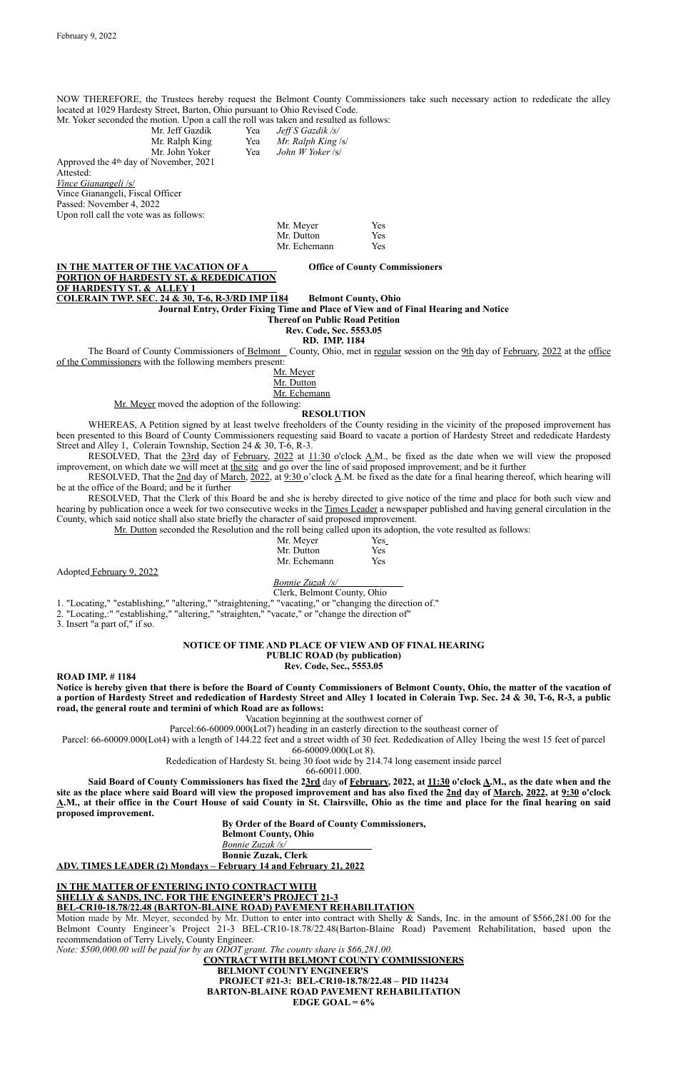NOW THEREFORE, the Trustees hereby request the Belmont County Commissioners take such necessary action to rededicate the alley located at 1029 Hardesty Street, Barton, Ohio pursuant to Ohio Revised Code.

Mr. Yoker seconded the motion. Upon a call the roll was taken and resulted as follows:

| | | |
|---|---|---|
| Mr. Jeff Gazdik | Yea | *Jeff S Gazdik /s/* |
| Mr. Ralph King | Yea | *Mr. Ralph King* /s/ |
| Mr. John Yoker | Yea | *John W Yoker* /s/ |

Approved the 4th day of November, 2021

Attested:

*Vince Gianangeli* /s/

Vince Gianangeli, Fiscal Officer

Passed: November 4, 2022

Upon roll call the vote was as follows:

| | |
|---|---|
| Mr. Meyer | Yes |
| Mr. Dutton | Yes |
| Mr. Echemann | Yes |

**IN THE MATTER OF THE VACATION OF A PORTION OF HARDESTY ST. & REDEDICATION OF HARDESTY ST. & ALLEY 1 COLERAIN TWP. SEC. 24 & 30, T-6, R-3/RD IMP 1184**

**Office of County Commissioners**

**Belmont County, Ohio**

**Journal Entry, Order Fixing Time and Place of View and of Final Hearing and Notice Thereof on Public Road Petition**

**Rev. Code, Sec. 5553.05**

**RD. IMP. 1184**

The Board of County Commissioners of Belmont County, Ohio, met in regular session on the 9th day of February, 2022 at the office of the Commissioners with the following members present:

Mr. Meyer
Mr. Dutton
Mr. Echemann

Mr. Meyer moved the adoption of the following:

**RESOLUTION**

WHEREAS, A Petition signed by at least twelve freeholders of the County residing in the vicinity of the proposed improvement has been presented to this Board of County Commissioners requesting said Board to vacate a portion of Hardesty Street and rededicate Hardesty Street and Alley 1, Colerain Township, Section 24 & 30, T-6, R-3.

RESOLVED, That the 23rd day of February, 2022 at 11:30 o'clock A.M., be fixed as the date when we will view the proposed improvement, on which date we will meet at the site and go over the line of said proposed improvement; and be it further

RESOLVED, That the 2nd day of March, 2022, at 9:30 o'clock A.M. be fixed as the date for a final hearing thereof, which hearing will be at the office of the Board; and be it further

RESOLVED, That the Clerk of this Board be and she is hereby directed to give notice of the time and place for both such view and hearing by publication once a week for two consecutive weeks in the Times Leader a newspaper published and having general circulation in the County, which said notice shall also state briefly the character of said proposed improvement.

Mr. Dutton seconded the Resolution and the roll being called upon its adoption, the vote resulted as follows:

| | |
|---|---|
| Mr. Meyer | Yes |
| Mr. Dutton | Yes |
| Mr. Echemann | Yes |

Adopted February 9, 2022

*Bonnie Zuzak /s/*

Clerk, Belmont County, Ohio

1. "Locating," "establishing," "altering," "straightening," "vacating," or "changing the direction of."
2. "Locating,:" "establishing," "altering," "straighten," "vacate," or "change the direction of"
3. Insert "a part of," if so.

**NOTICE OF TIME AND PLACE OF VIEW AND OF FINAL HEARING**
**PUBLIC ROAD (by publication)**
**Rev. Code, Sec., 5553.05**

**ROAD IMP. # 1184**

**Notice is hereby given that there is before the Board of County Commissioners of Belmont County, Ohio, the matter of the vacation of a portion of Hardesty Street and rededication of Hardesty Street and Alley 1 located in Colerain Twp. Sec. 24 & 30, T-6, R-3, a public road, the general route and termini of which Road are as follows:**

Vacation beginning at the southwest corner of Parcel:66-60009.000(Lot7) heading in an easterly direction to the southeast corner of Parcel: 66-60009.000(Lot4) with a length of 144.22 feet and a street width of 30 feet. Rededication of Alley 1being the west 15 feet of parcel 66-60009.000(Lot 8).

Rededication of Hardesty St. being 30 foot wide by 214.74 long easement inside parcel 66-60011.000.

**Said Board of County Commissioners has fixed the 23rd day of February, 2022, at 11:30 o'clock A.M., as the date when and the site as the place where said Board will view the proposed improvement and has also fixed the 2nd day of March, 2022, at 9:30 o'clock A.M., at their office in the Court House of said County in St. Clairsville, Ohio as the time and place for the final hearing on said proposed improvement.**

**By Order of the Board of County Commissioners,**
**Belmont County, Ohio**
*Bonnie Zuzak /s/*
**Bonnie Zuzak, Clerk**

**ADV. TIMES LEADER (2) Mondays – February 14 and February 21, 2022**

**IN THE MATTER OF ENTERING INTO CONTRACT WITH SHELLY & SANDS, INC. FOR THE ENGINEER'S PROJECT 21-3 BEL-CR10-18.78/22.48 (BARTON-BLAINE ROAD) PAVEMENT REHABILITATION**

Motion made by Mr. Meyer, seconded by Mr. Dutton to enter into contract with Shelly & Sands, Inc. in the amount of $566,281.00 for the Belmont County Engineer's Project 21-3 BEL-CR10-18.78/22.48(Barton-Blaine Road) Pavement Rehabilitation, based upon the recommendation of Terry Lively, County Engineer.

*Note: $500,000.00 will be paid for by an ODOT grant. The county share is $66,281.00.*

**CONTRACT WITH BELMONT COUNTY COMMISSIONERS**
**BELMONT COUNTY ENGINEER'S**
**PROJECT #21-3: BEL-CR10-18.78/22.48 – PID 114234**
**BARTON-BLAINE ROAD PAVEMENT REHABILITATION**
**EDGE GOAL = 6%**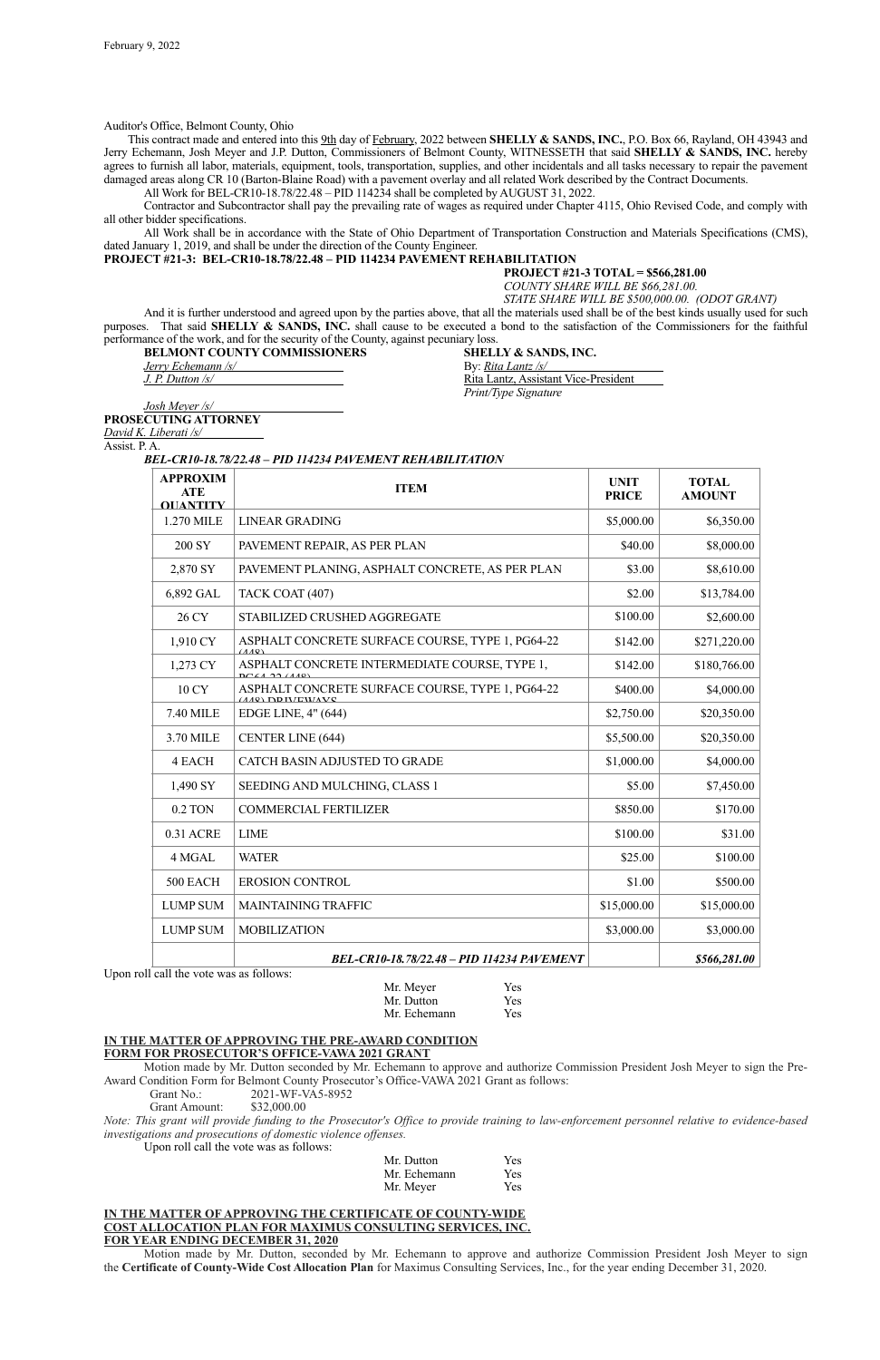February 9, 2022

Auditor's Office, Belmont County, Ohio

This contract made and entered into this 9th day of February, 2022 between **SHELLY & SANDS, INC.**, P.O. Box 66, Rayland, OH 43943 and Jerry Echemann, Josh Meyer and J.P. Dutton, Commissioners of Belmont County, WITNESSETH that said **SHELLY & SANDS, INC.** hereby agrees to furnish all labor, materials, equipment, tools, transportation, supplies, and other incidentals and all tasks necessary to repair the pavement damaged areas along CR 10 (Barton-Blaine Road) with a pavement overlay and all related Work described by the Contract Documents.

All Work for BEL-CR10-18.78/22.48 – PID 114234 shall be completed by AUGUST 31, 2022.

Contractor and Subcontractor shall pay the prevailing rate of wages as required under Chapter 4115, Ohio Revised Code, and comply with all other bidder specifications.

All Work shall be in accordance with the State of Ohio Department of Transportation Construction and Materials Specifications (CMS), dated January 1, 2019, and shall be under the direction of the County Engineer.

**PROJECT #21-3: BEL-CR10-18.78/22.48 – PID 114234 PAVEMENT REHABILITATION**

**PROJECT #21-3 TOTAL = $566,281.00**
*COUNTY SHARE WILL BE $66,281.00.*
*STATE SHARE WILL BE $500,000.00. (ODOT GRANT)*

And it is further understood and agreed upon by the parties above, that all the materials used shall be of the best kinds usually used for such purposes. That said **SHELLY & SANDS, INC.** shall cause to be executed a bond to the satisfaction of the Commissioners for the faithful performance of the work, and for the security of the County, against pecuniary loss.

**BELMONT COUNTY COMMISSIONERS**
*Jerry Echemann /s/*
*J. P. Dutton /s/*
*Josh Meyer /s/*

**SHELLY & SANDS, INC.**
By: *Rita Lantz /s/*
Rita Lantz, Assistant Vice-President
*Print/Type Signature*

**PROSECUTING ATTORNEY**
*David K. Liberati /s/*
Assist. P. A.

***BEL-CR10-18.78/22.48 – PID 114234 PAVEMENT REHABILITATION***

| APPROXIMATE QUANTITY | ITEM | UNIT PRICE | TOTAL AMOUNT |
|---|---|---|---|
| 1.270 MILE | LINEAR GRADING | $5,000.00 | $6,350.00 |
| 200 SY | PAVEMENT REPAIR, AS PER PLAN | $40.00 | $8,000.00 |
| 2,870 SY | PAVEMENT PLANING, ASPHALT CONCRETE, AS PER PLAN | $3.00 | $8,610.00 |
| 6,892 GAL | TACK COAT (407) | $2.00 | $13,784.00 |
| 26 CY | STABILIZED CRUSHED AGGREGATE | $100.00 | $2,600.00 |
| 1,910 CY | ASPHALT CONCRETE SURFACE COURSE, TYPE 1, PG64-22 (448) | $142.00 | $271,220.00 |
| 1,273 CY | ASPHALT CONCRETE INTERMEDIATE COURSE, TYPE 1, PG64-22 (448) | $142.00 | $180,766.00 |
| 10 CY | ASPHALT CONCRETE SURFACE COURSE, TYPE 1, PG64-22 (448) DRIVEWAYS | $400.00 | $4,000.00 |
| 7.40 MILE | EDGE LINE, 4" (644) | $2,750.00 | $20,350.00 |
| 3.70 MILE | CENTER LINE (644) | $5,500.00 | $20,350.00 |
| 4 EACH | CATCH BASIN ADJUSTED TO GRADE | $1,000.00 | $4,000.00 |
| 1,490 SY | SEEDING AND MULCHING, CLASS 1 | $5.00 | $7,450.00 |
| 0.2 TON | COMMERCIAL FERTILIZER | $850.00 | $170.00 |
| 0.31 ACRE | LIME | $100.00 | $31.00 |
| 4 MGAL | WATER | $25.00 | $100.00 |
| 500 EACH | EROSION CONTROL | $1.00 | $500.00 |
| LUMP SUM | MAINTAINING TRAFFIC | $15,000.00 | $15,000.00 |
| LUMP SUM | MOBILIZATION | $3,000.00 | $3,000.00 |
| | ***BEL-CR10-18.78/22.48 – PID 114234 PAVEMENT*** | | ***$566,281.00*** |

Upon roll call the vote was as follows:

Mr. Meyer Yes
Mr. Dutton Yes
Mr. Echemann Yes

**IN THE MATTER OF APPROVING THE PRE-AWARD CONDITION FORM FOR PROSECUTOR'S OFFICE-VAWA 2021 GRANT**

Motion made by Mr. Dutton seconded by Mr. Echemann to approve and authorize Commission President Josh Meyer to sign the Pre-Award Condition Form for Belmont County Prosecutor's Office-VAWA 2021 Grant as follows:

Grant No.: 2021-WF-VA5-8952
Grant Amount: $32,000.00

*Note: This grant will provide funding to the Prosecutor's Office to provide training to law-enforcement personnel relative to evidence-based investigations and prosecutions of domestic violence offenses.*

Upon roll call the vote was as follows:

Mr. Dutton Yes
Mr. Echemann Yes
Mr. Meyer Yes

**IN THE MATTER OF APPROVING THE CERTIFICATE OF COUNTY-WIDE COST ALLOCATION PLAN FOR MAXIMUS CONSULTING SERVICES, INC. FOR YEAR ENDING DECEMBER 31, 2020**

Motion made by Mr. Dutton, seconded by Mr. Echemann to approve and authorize Commission President Josh Meyer to sign the **Certificate of County-Wide Cost Allocation Plan** for Maximus Consulting Services, Inc., for the year ending December 31, 2020.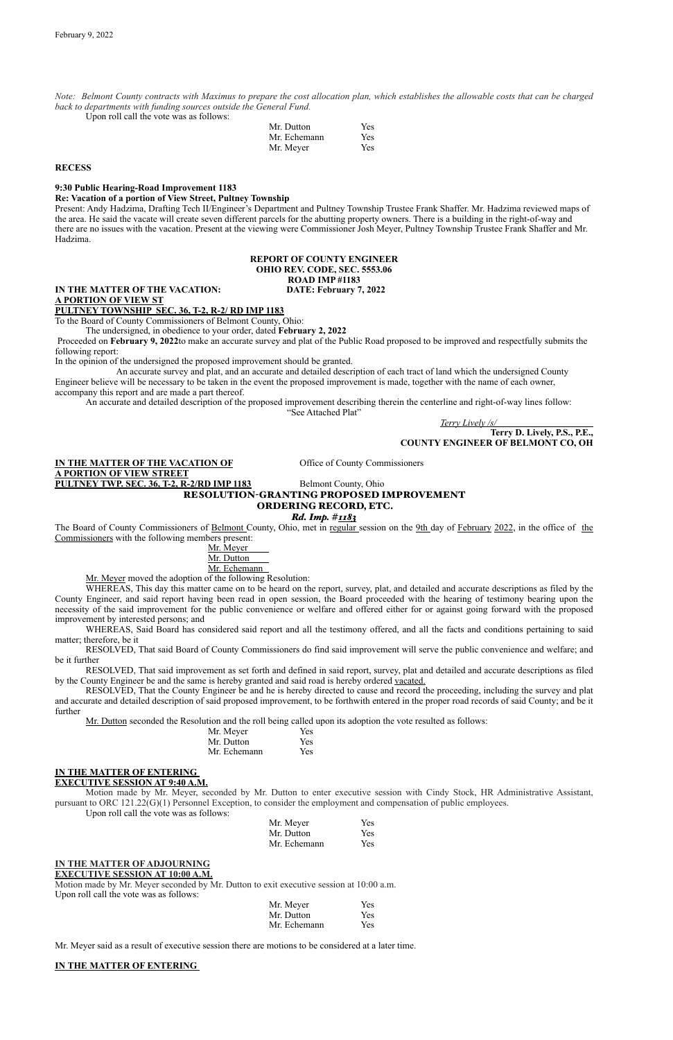*Note: Belmont County contracts with Maximus to prepare the cost allocation plan, which establishes the allowable costs that can be charged back to departments with funding sources outside the General Fund.*

Upon roll call the vote was as follows:

| | |
|---|---|
| Mr. Dutton | Yes |
| Mr. Echemann | Yes |
| Mr. Meyer | Yes |

**RECESS**

**9:30 Public Hearing-Road Improvement 1183**

**Re: Vacation of a portion of View Street, Pultney Township**

Present: Andy Hadzima, Drafting Tech II/Engineer's Department and Pultney Township Trustee Frank Shaffer. Mr. Hadzima reviewed maps of the area. He said the vacate will create seven different parcels for the abutting property owners. There is a building in the right-of-way and there are no issues with the vacation. Present at the viewing were Commissioner Josh Meyer, Pultney Township Trustee Frank Shaffer and Mr. Hadzima.

**REPORT OF COUNTY ENGINEER**
**OHIO REV. CODE, SEC. 5553.06**
**ROAD IMP #1183**

**IN THE MATTER OF THE VACATION:** **DATE: February 7, 2022**
**A PORTION OF VIEW ST**
**PULTNEY TOWNSHIP SEC. 36, T-2, R-2/ RD IMP 1183**

To the Board of County Commissioners of Belmont County, Ohio:

The undersigned, in obedience to your order, dated **February 2, 2022**

Proceeded on **February 9, 2022**to make an accurate survey and plat of the Public Road proposed to be improved and respectfully submits the following report:

In the opinion of the undersigned the proposed improvement should be granted.

An accurate survey and plat, and an accurate and detailed description of each tract of land which the undersigned County Engineer believe will be necessary to be taken in the event the proposed improvement is made, together with the name of each owner, accompany this report and are made a part thereof.

An accurate and detailed description of the proposed improvement describing therein the centerline and right-of-way lines follow:

"See Attached Plat"

*Terry Lively /s/*
**Terry D. Lively, P.S., P.E.,**
**COUNTY ENGINEER OF BELMONT CO, OH**

**IN THE MATTER OF THE VACATION OF** Office of County Commissioners
**A PORTION OF VIEW STREET**
**PULTNEY TWP. SEC. 36, T-2, R-2/RD IMP 1183** Belmont County, Ohio

**RESOLUTION-GRANTING PROPOSED IMPROVEMENT**
**ORDERING RECORD, ETC.**
***Rd. Imp. #1183***

The Board of County Commissioners of Belmont County, Ohio, met in regular session on the 9th day of February 2022, in the office of the Commissioners with the following members present:

Mr. Meyer
Mr. Dutton
Mr. Echemann

Mr. Meyer moved the adoption of the following Resolution:

WHEREAS, This day this matter came on to be heard on the report, survey, plat, and detailed and accurate descriptions as filed by the County Engineer, and said report having been read in open session, the Board proceeded with the hearing of testimony bearing upon the necessity of the said improvement for the public convenience or welfare and offered either for or against going forward with the proposed improvement by interested persons; and

WHEREAS, Said Board has considered said report and all the testimony offered, and all the facts and conditions pertaining to said matter; therefore, be it

RESOLVED, That said Board of County Commissioners do find said improvement will serve the public convenience and welfare; and be it further

RESOLVED, That said improvement as set forth and defined in said report, survey, plat and detailed and accurate descriptions as filed by the County Engineer be and the same is hereby granted and said road is hereby ordered vacated.

RESOLVED, That the County Engineer be and he is hereby directed to cause and record the proceeding, including the survey and plat and accurate and detailed description of said proposed improvement, to be forthwith entered in the proper road records of said County; and be it further

Mr. Dutton seconded the Resolution and the roll being called upon its adoption the vote resulted as follows:

| | |
|---|---|
| Mr. Meyer | Yes |
| Mr. Dutton | Yes |
| Mr. Echemann | Yes |

**IN THE MATTER OF ENTERING**
**EXECUTIVE SESSION AT 9:40 A.M.**

Motion made by Mr. Meyer, seconded by Mr. Dutton to enter executive session with Cindy Stock, HR Administrative Assistant, pursuant to ORC 121.22(G)(1) Personnel Exception, to consider the employment and compensation of public employees.

Upon roll call the vote was as follows:

| | |
|---|---|
| Mr. Meyer | Yes |
| Mr. Dutton | Yes |
| Mr. Echemann | Yes |

**IN THE MATTER OF ADJOURNING**
**EXECUTIVE SESSION AT 10:00 A.M.**

Motion made by Mr. Meyer seconded by Mr. Dutton to exit executive session at 10:00 a.m.

Upon roll call the vote was as follows:

| | |
|---|---|
| Mr. Meyer | Yes |
| Mr. Dutton | Yes |
| Mr. Echemann | Yes |

Mr. Meyer said as a result of executive session there are motions to be considered at a later time.

**IN THE MATTER OF ENTERING**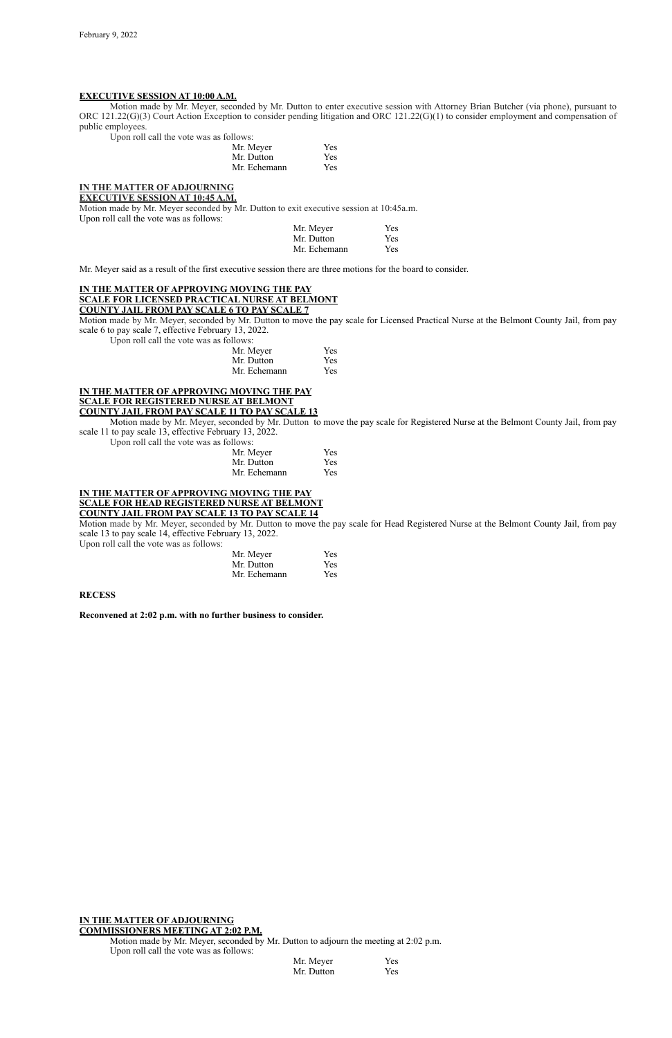**EXECUTIVE SESSION AT 10:00 A.M.**

Motion made by Mr. Meyer, seconded by Mr. Dutton to enter executive session with Attorney Brian Butcher (via phone), pursuant to ORC 121.22(G)(3) Court Action Exception to consider pending litigation and ORC 121.22(G)(1) to consider employment and compensation of public employees.

Upon roll call the vote was as follows:

| | |
|---|---|
| Mr. Meyer | Yes |
| Mr. Dutton | Yes |
| Mr. Echemann | Yes |

**IN THE MATTER OF ADJOURNING EXECUTIVE SESSION AT 10:45 A.M.**

Motion made by Mr. Meyer seconded by Mr. Dutton to exit executive session at 10:45a.m.

Upon roll call the vote was as follows:

| | |
|---|---|
| Mr. Meyer | Yes |
| Mr. Dutton | Yes |
| Mr. Echemann | Yes |

Mr. Meyer said as a result of the first executive session there are three motions for the board to consider.

**IN THE MATTER OF APPROVING MOVING THE PAY SCALE FOR LICENSED PRACTICAL NURSE AT BELMONT COUNTY JAIL FROM PAY SCALE 6 TO PAY SCALE 7**

Motion made by Mr. Meyer, seconded by Mr. Dutton to move the pay scale for Licensed Practical Nurse at the Belmont County Jail, from pay scale 6 to pay scale 7, effective February 13, 2022.

Upon roll call the vote was as follows:

| | |
|---|---|
| Mr. Meyer | Yes |
| Mr. Dutton | Yes |
| Mr. Echemann | Yes |

**IN THE MATTER OF APPROVING MOVING THE PAY SCALE FOR REGISTERED NURSE AT BELMONT COUNTY JAIL FROM PAY SCALE 11 TO PAY SCALE 13**

Motion made by Mr. Meyer, seconded by Mr. Dutton to move the pay scale for Registered Nurse at the Belmont County Jail, from pay scale 11 to pay scale 13, effective February 13, 2022.

Upon roll call the vote was as follows:

| | |
|---|---|
| Mr. Meyer | Yes |
| Mr. Dutton | Yes |
| Mr. Echemann | Yes |

**IN THE MATTER OF APPROVING MOVING THE PAY SCALE FOR HEAD REGISTERED NURSE AT BELMONT COUNTY JAIL FROM PAY SCALE 13 TO PAY SCALE 14**

Motion made by Mr. Meyer, seconded by Mr. Dutton to move the pay scale for Head Registered Nurse at the Belmont County Jail, from pay scale 13 to pay scale 14, effective February 13, 2022.

Upon roll call the vote was as follows:

| | |
|---|---|
| Mr. Meyer | Yes |
| Mr. Dutton | Yes |
| Mr. Echemann | Yes |

**RECESS**

**Reconvened at 2:02 p.m. with no further business to consider.**

**IN THE MATTER OF ADJOURNING COMMISSIONERS MEETING AT 2:02 P.M.**

Motion made by Mr. Meyer, seconded by Mr. Dutton to adjourn the meeting at 2:02 p.m.

Upon roll call the vote was as follows:

| | |
|---|---|
| Mr. Meyer | Yes |
| Mr. Dutton | Yes |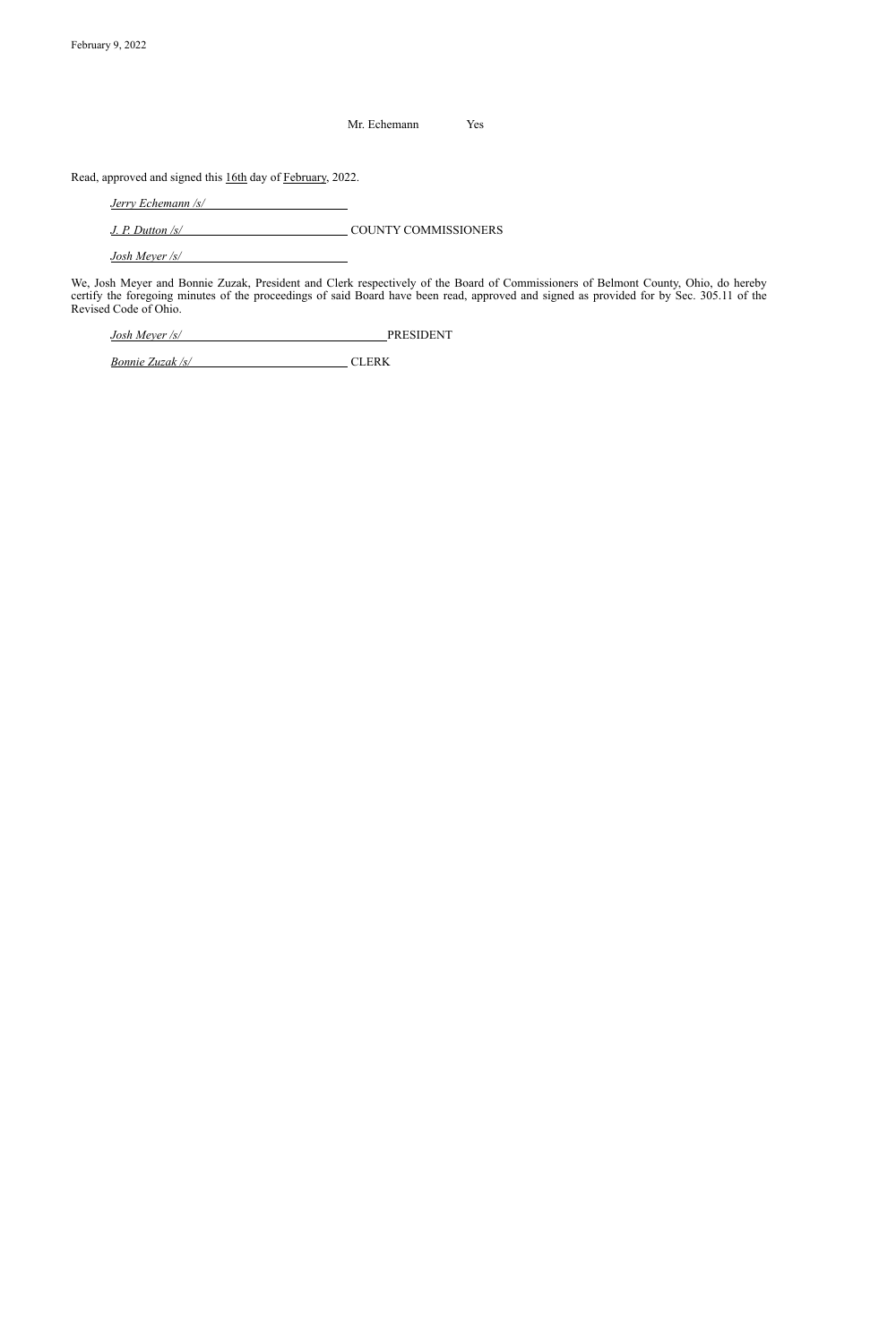Mr. Echemann Yes

Read, approved and signed this 16th day of February, 2022.

*Jerry Echemann /s/*

*J. P. Dutton /s/* COUNTY COMMISSIONERS

*Josh Meyer /s/*

We, Josh Meyer and Bonnie Zuzak, President and Clerk respectively of the Board of Commissioners of Belmont County, Ohio, do hereby certify the foregoing minutes of the proceedings of said Board have been read, approved and signed as provided for by Sec. 305.11 of the Revised Code of Ohio.

*Josh Meyer /s/* PRESIDENT

*Bonnie Zuzak /s/* CLERK